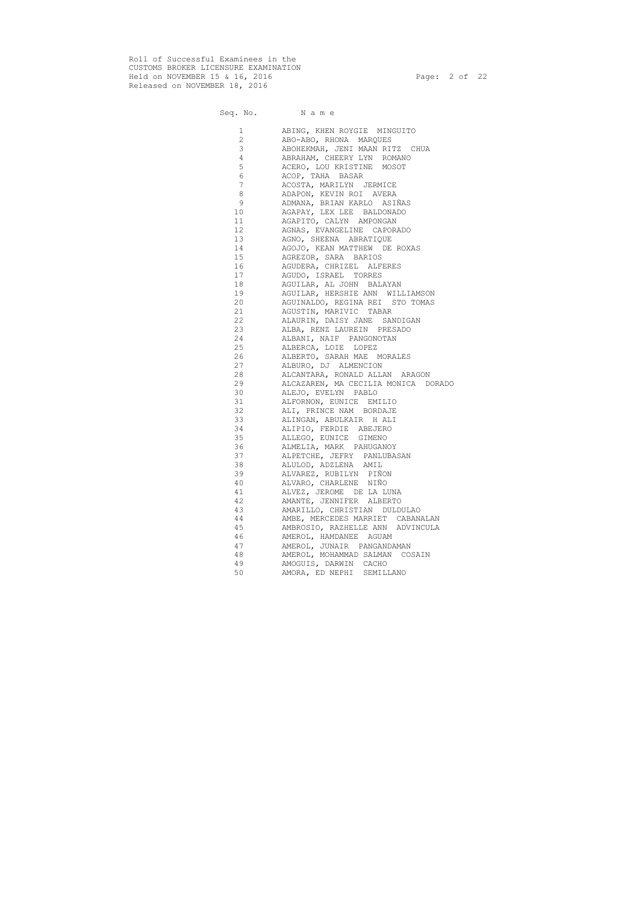Roll of Successful Examinees in the
CUSTOMS BROKER LICENSURE EXAMINATION
Held on NOVEMBER 15 & 16, 2016
Released on NOVEMBER 18, 2016

| Seq. No. | N a m e |
|---|---|
| 1 | ABING, KHEN ROYGIE MINGUITO |
| 2 | ABO-ABO, RHONA MARQUES |
| 3 | ABOHEKMAH, JENI MAAN RITZ CHUA |
| 4 | ABRAHAM, CHEERY LYN ROMANO |
| 5 | ACERO, LOU KRISTINE MOSOT |
| 6 | ACOP, TAHA BASAR |
| 7 | ACOSTA, MARILYN JERMICE |
| 8 | ADAPON, KEVIN ROI AVERA |
| 9 | ADMANA, BRIAN KARLO ASIÑAS |
| 10 | AGAPAY, LEX LEE BALDONADO |
| 11 | AGAPITO, CALYN AMPONGAN |
| 12 | AGNAS, EVANGELINE CAPORADO |
| 13 | AGNO, SHEENA ABRATIQUE |
| 14 | AGOJO, KEAN MATTHEW DE ROXAS |
| 15 | AGREZOR, SARA BARIOS |
| 16 | AGUDERA, CHRIZEL ALFERES |
| 17 | AGUDO, ISRAEL TORRES |
| 18 | AGUILAR, AL JOHN BALAYAN |
| 19 | AGUILAR, HERSHIE ANN WILLIAMSON |
| 20 | AGUINALDO, REGINA REI STO TOMAS |
| 21 | AGUSTIN, MARIVIC TABAR |
| 22 | ALAURIN, DAISY JANE SANDIGAN |
| 23 | ALBA, RENZ LAUREIN PRESADO |
| 24 | ALBANI, NAIF PANGONOTAN |
| 25 | ALBERCA, LOIE LOPEZ |
| 26 | ALBERTO, SARAH MAE MORALES |
| 27 | ALBURO, DJ ALMENCION |
| 28 | ALCANTARA, RONALD ALLAN ARAGON |
| 29 | ALCAZAREN, MA CECILIA MONICA DORADO |
| 30 | ALEJO, EVELYN PABLO |
| 31 | ALFORNON, EUNICE EMILIO |
| 32 | ALI, PRINCE NAM BORDAJE |
| 33 | ALINGAN, ABULKAIR H ALI |
| 34 | ALIPIO, FERDIE ABEJERO |
| 35 | ALLEGO, EUNICE GIMENO |
| 36 | ALMELIA, MARK PAHUGANOY |
| 37 | ALPETCHE, JEFRY PANLUBASAN |
| 38 | ALULOD, ADZLENA AMIL |
| 39 | ALVAREZ, RUBILYN PIÑON |
| 40 | ALVARO, CHARLENE NIÑO |
| 41 | ALVEZ, JEROME DE LA LUNA |
| 42 | AMANTE, JENNIFER ALBERTO |
| 43 | AMARILLO, CHRISTIAN DULDULAO |
| 44 | AMBE, MERCEDES MARRIET CABANALAN |
| 45 | AMBROSIO, RAZHELLE ANN ADVINCULA |
| 46 | AMEROL, HAMDANEE AGUAM |
| 47 | AMEROL, JUNAIR PANGANDAMAN |
| 48 | AMEROL, MOHAMMAD SALMAN COSAIN |
| 49 | AMOGUIS, DARWIN CACHO |
| 50 | AMORA, ED NEPHI SEMILLANO |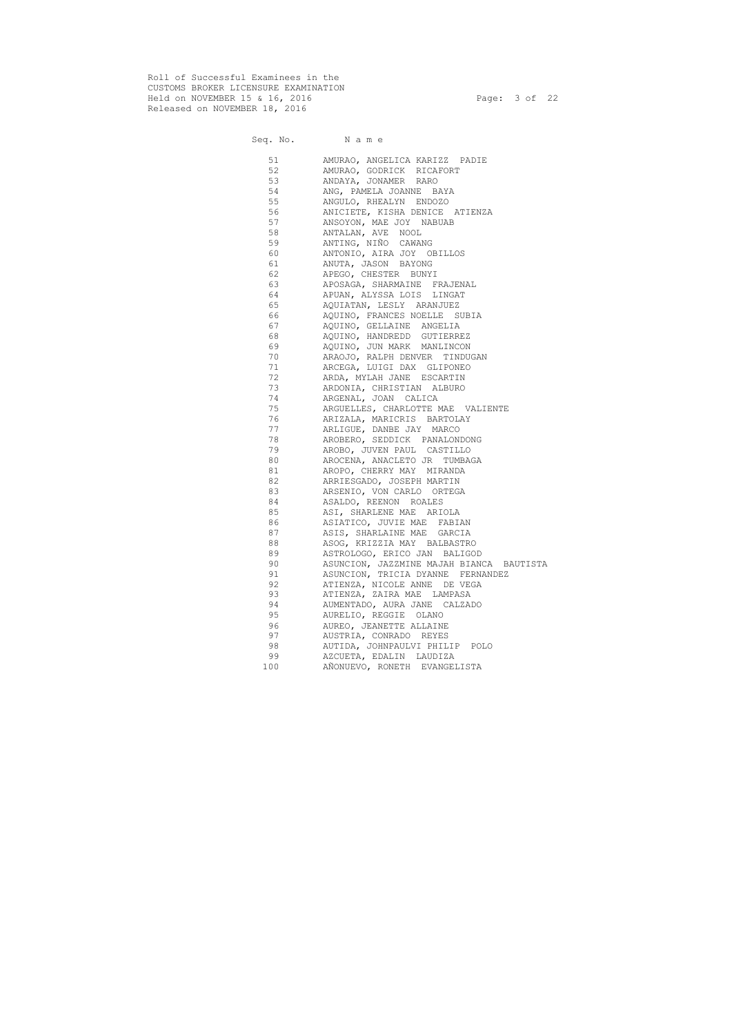Roll of Successful Examinees in the
CUSTOMS BROKER LICENSURE EXAMINATION
Held on NOVEMBER 15 & 16, 2016
Released on NOVEMBER 18, 2016

| Seq. No. | Name |
|---|---|
| 51 | AMURAO, ANGELICA KARIZZ PADIE |
| 52 | AMURAO, GODRICK RICAFORT |
| 53 | ANDAYA, JONAMER RARO |
| 54 | ANG, PAMELA JOANNE BAYA |
| 55 | ANGULO, RHEALYN ENDOZO |
| 56 | ANICIETE, KISHA DENICE ATIENZA |
| 57 | ANSOYON, MAE JOY NABUAB |
| 58 | ANTALAN, AVE NOOL |
| 59 | ANTING, NIÑO CAWANG |
| 60 | ANTONIO, AIRA JOY OBILLOS |
| 61 | ANUTA, JASON BAYONG |
| 62 | APEGO, CHESTER BUNYI |
| 63 | APOSAGA, SHARMAINE FRAJENAL |
| 64 | APUAN, ALYSSA LOIS LINGAT |
| 65 | AQUIATAN, LESLY ARANJUEZ |
| 66 | AQUINO, FRANCES NOELLE SUBIA |
| 67 | AQUINO, GELLAINE ANGELIA |
| 68 | AQUINO, HANDREDD GUTIERREZ |
| 69 | AQUINO, JUN MARK MANLINCON |
| 70 | ARAOJO, RALPH DENVER TINDUGAN |
| 71 | ARCEGA, LUIGI DAX GLIPONEO |
| 72 | ARDA, MYLAH JANE ESCARTIN |
| 73 | ARDONIA, CHRISTIAN ALBURO |
| 74 | ARGENAL, JOAN CALICA |
| 75 | ARGUELLES, CHARLOTTE MAE VALIENTE |
| 76 | ARIZALA, MARICRIS BARTOLAY |
| 77 | ARLIGUE, DANBE JAY MARCO |
| 78 | AROBERO, SEDDICK PANALONDONG |
| 79 | AROBO, JUVEN PAUL CASTILLO |
| 80 | AROCENA, ANACLETO JR TUMBAGA |
| 81 | AROPO, CHERRY MAY MIRANDA |
| 82 | ARRIESGADO, JOSEPH MARTIN |
| 83 | ARSENIO, VON CARLO ORTEGA |
| 84 | ASALDO, REENON ROALES |
| 85 | ASI, SHARLENE MAE ARIOLA |
| 86 | ASIATICO, JUVIE MAE FABIAN |
| 87 | ASIS, SHARLAINE MAE GARCIA |
| 88 | ASOG, KRIZZIA MAY BALBASTRO |
| 89 | ASTROLOGO, ERICO JAN BALIGOD |
| 90 | ASUNCION, JAZZMINE MAJAH BIANCA BAUTISTA |
| 91 | ASUNCION, TRICIA DYANNE FERNANDEZ |
| 92 | ATIENZA, NICOLE ANNE DE VEGA |
| 93 | ATIENZA, ZAIRA MAE LAMPASA |
| 94 | AUMENTADO, AURA JANE CALZADO |
| 95 | AURELIO, REGGIE OLANO |
| 96 | AUREO, JEANETTE ALLAINE |
| 97 | AUSTRIA, CONRADO REYES |
| 98 | AUTIDA, JOHNPAULVI PHILIP POLO |
| 99 | AZCUETA, EDALIN LAUDIZA |
| 100 | AÑONUEVO, RONETH EVANGELISTA |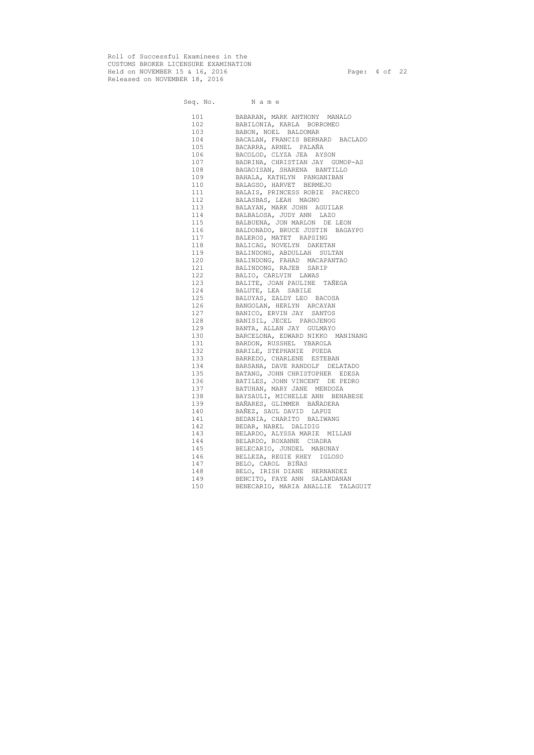Roll of Successful Examinees in the
CUSTOMS BROKER LICENSURE EXAMINATION
Held on NOVEMBER 15 & 16, 2016
Released on NOVEMBER 18, 2016

| Seq. No. | N a m e |
|---|---|
| 101 | BABARAN, MARK ANTHONY MANALO |
| 102 | BABILONIA, KARLA BORROMEO |
| 103 | BABON, NOEL BALDOMAR |
| 104 | BACALAN, FRANCIS BERNARD BACLADO |
| 105 | BACARRA, ARNEL PALAÑA |
| 106 | BACOLOD, CLYZA JEA AYSON |
| 107 | BADRINA, CHRISTIAN JAY GUMOP-AS |
| 108 | BAGAOISAN, SHARENA BANTILLO |
| 109 | BAHALA, KATHLYN PANGANIBAN |
| 110 | BALAGSO, HARVET BERMEJO |
| 111 | BALAIS, PRINCESS ROBIE PACHECO |
| 112 | BALASBAS, LEAH MAGNO |
| 113 | BALAYAN, MARK JOHN AGUILAR |
| 114 | BALBALOSA, JUDY ANN LAZO |
| 115 | BALBUENA, JON MARLON DE LEON |
| 116 | BALDONADO, BRUCE JUSTIN BAGAYPO |
| 117 | BALEROS, MATET RAPSING |
| 118 | BALICAG, NOVELYN DAKETAN |
| 119 | BALINDONG, ABDULLAH SULTAN |
| 120 | BALINDONG, FAHAD MACAPANTAO |
| 121 | BALINDONG, RAJEB SARIP |
| 122 | BALIO, CARLVIN LAWAS |
| 123 | BALITE, JOAN PAULINE TAÑEGA |
| 124 | BALUTE, LEA SABILE |
| 125 | BALUYAS, ZALDY LEO BACOSA |
| 126 | BANGOLAN, HERLYN ARCAYAN |
| 127 | BANICO, ERVIN JAY SANTOS |
| 128 | BANISIL, JECEL PAROJENOG |
| 129 | BANTA, ALLAN JAY GULMAYO |
| 130 | BARCELONA, EDWARD NIKKO MANINANG |
| 131 | BARDON, RUSSHEL YBAROLA |
| 132 | BARILE, STEPHANIE PUEDA |
| 133 | BARREDO, CHARLENE ESTEBAN |
| 134 | BARSANA, DAVE RANDOLF DELATADO |
| 135 | BATANG, JOHN CHRISTOPHER EDESA |
| 136 | BATILES, JOHN VINCENT DE PEDRO |
| 137 | BATUHAN, MARY JANE MENDOZA |
| 138 | BAYSAULI, MICHELLE ANN BENABESE |
| 139 | BAÑARES, GLIMMER BAÑADERA |
| 140 | BAÑEZ, SAUL DAVID LAPUZ |
| 141 | BEDANIA, CHARITO BALIWANG |
| 142 | BEDAR, NABEL DALIDIG |
| 143 | BELARDO, ALYSSA MARIE MILLAN |
| 144 | BELARDO, ROXANNE CUADRA |
| 145 | BELECARIO, JUNDEL MABUNAY |
| 146 | BELLEZA, REGIE RHEY IGLOSO |
| 147 | BELO, CAROL BIÑAS |
| 148 | BELO, IRISH DIANE HERNANDEZ |
| 149 | BENCITO, FAYE ANN SALANDANAN |
| 150 | BENECARIO, MARIA ANALLIE TALAGUIT |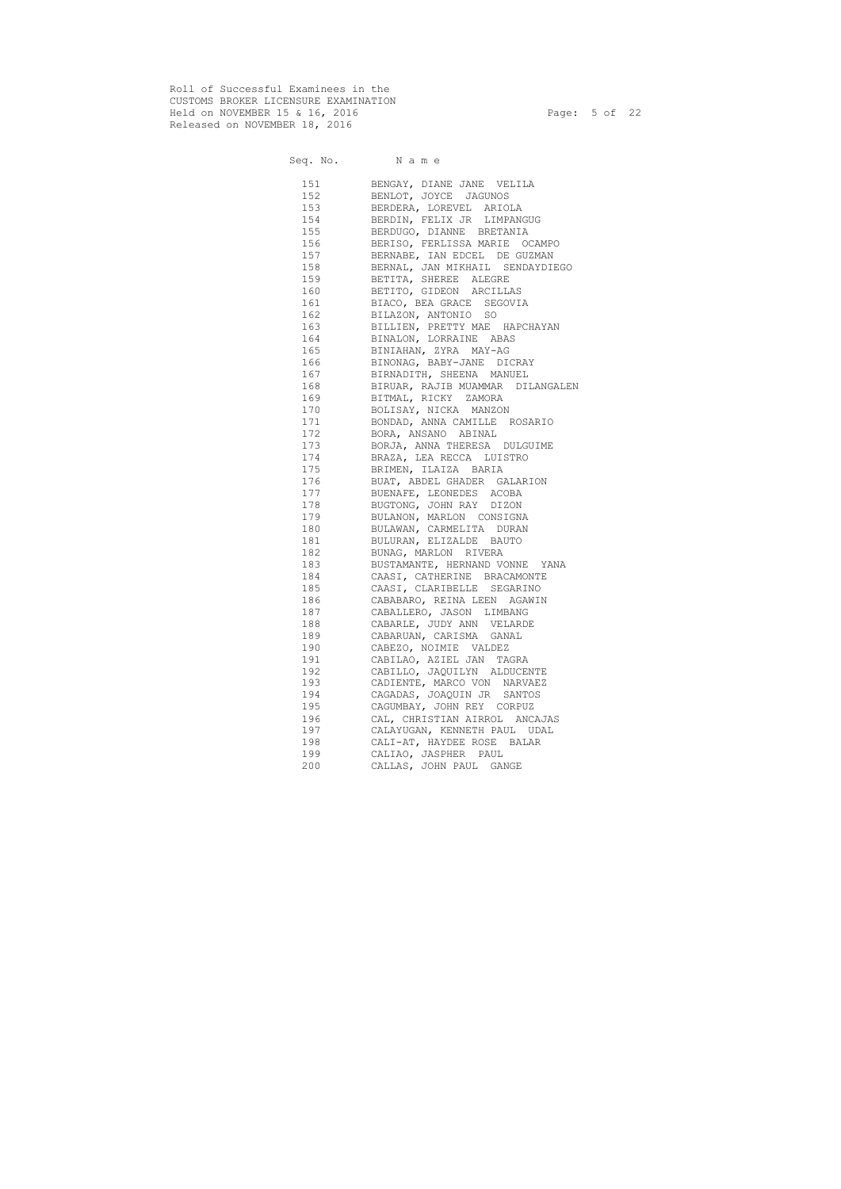Roll of Successful Examinees in the
CUSTOMS BROKER LICENSURE EXAMINATION
Held on NOVEMBER 15 & 16, 2016
Released on NOVEMBER 18, 2016

| Seq. No. | Name |
|---|---|
| 151 | BENGAY, DIANE JANE VELILA |
| 152 | BENLOT, JOYCE JAGUNOS |
| 153 | BERDERA, LOREVEL ARIOLA |
| 154 | BERDIN, FELIX JR LIMPANGUG |
| 155 | BERDUGO, DIANNE BRETANIA |
| 156 | BERISO, FERLISSA MARIE OCAMPO |
| 157 | BERNABE, IAN EDCEL DE GUZMAN |
| 158 | BERNAL, JAN MIKHAIL SENDAYDIEGO |
| 159 | BETITA, SHEREE ALEGRE |
| 160 | BETITO, GIDEON ARCILLAS |
| 161 | BIACO, BEA GRACE SEGOVIA |
| 162 | BILAZON, ANTONIO SO |
| 163 | BILLIEN, PRETTY MAE HAPCHAYAN |
| 164 | BINALON, LORRAINE ABAS |
| 165 | BINIAHAN, ZYRA MAY-AG |
| 166 | BINONAG, BABY-JANE DICRAY |
| 167 | BIRNADITH, SHEENA MANUEL |
| 168 | BIRUAR, RAJIB MUAMMAR DILANGALEN |
| 169 | BITMAL, RICKY ZAMORA |
| 170 | BOLISAY, NICKA MANZON |
| 171 | BONDAD, ANNA CAMILLE ROSARIO |
| 172 | BORA, ANSANO ABINAL |
| 173 | BORJA, ANNA THERESA DULGUIME |
| 174 | BRAZA, LEA RECCA LUISTRO |
| 175 | BRIMEN, ILAIZA BARIA |
| 176 | BUAT, ABDEL GHADER GALARION |
| 177 | BUENAFE, LEONEDES ACOBA |
| 178 | BUGTONG, JOHN RAY DIZON |
| 179 | BULANON, MARLON CONSIGNA |
| 180 | BULAWAN, CARMELITA DURAN |
| 181 | BULURAN, ELIZALDE BAUTO |
| 182 | BUNAG, MARLON RIVERA |
| 183 | BUSTAMANTE, HERNAND VONNE YANA |
| 184 | CAASI, CATHERINE BRACAMONTE |
| 185 | CAASI, CLARIBELLE SEGARINO |
| 186 | CABABARO, REINA LEEN AGAWIN |
| 187 | CABALLERO, JASON LIMBANG |
| 188 | CABARLE, JUDY ANN VELARDE |
| 189 | CABARUAN, CARISMA GANAL |
| 190 | CABEZO, NOIMIE VALDEZ |
| 191 | CABILAO, AZIEL JAN TAGRA |
| 192 | CABILLO, JAQUILYN ALDUCENTE |
| 193 | CADIENTE, MARCO VON NARVAEZ |
| 194 | CAGADAS, JOAQUIN JR SANTOS |
| 195 | CAGUMBAY, JOHN REY CORPUZ |
| 196 | CAL, CHRISTIAN AIRROL ANCAJAS |
| 197 | CALAYUGAN, KENNETH PAUL UDAL |
| 198 | CALI-AT, HAYDEE ROSE BALAR |
| 199 | CALIAO, JASPHER PAUL |
| 200 | CALLAS, JOHN PAUL GANGE |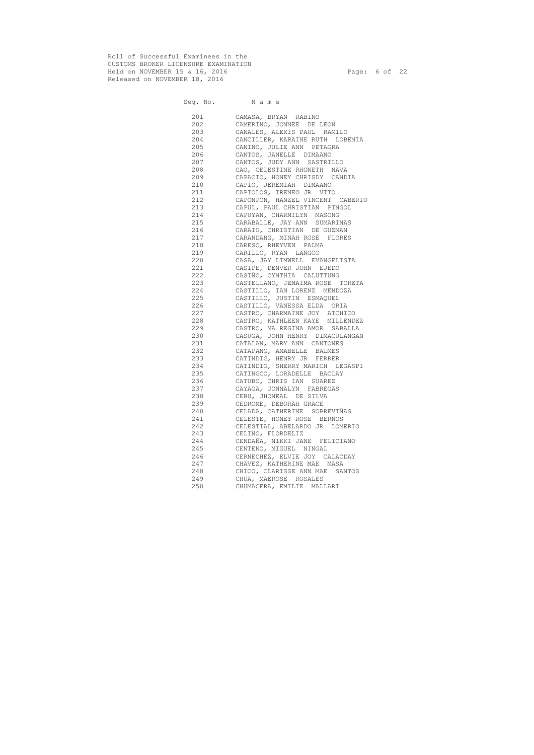Roll of Successful Examinees in the
CUSTOMS BROKER LICENSURE EXAMINATION
Held on NOVEMBER 15 & 16, 2016
Released on NOVEMBER 18, 2016

| Seq. No. | Name |
|---|---|
| 201 | CAMASA, BRYAN RABINO |
| 202 | CAMERINO, JONNEE DE LEON |
| 203 | CANALES, ALEXIS PAUL RAMILO |
| 204 | CANCILLER, KARAINE RUTH LOBENIA |
| 205 | CANINO, JULIE ANN PETAGRA |
| 206 | CANTOS, JANELLE DIMAANO |
| 207 | CANTOS, JUDY ANN SASTRILLO |
| 208 | CAO, CELESTINE RHONETH NAVA |
| 209 | CAPACIO, HONEY CHRISDY CANDIA |
| 210 | CAPIO, JEREMIAH DIMAANO |
| 211 | CAPIOLOS, IRENEO JR VITO |
| 212 | CAPONPON, HANZEL VINCENT CABERIO |
| 213 | CAPUL, PAUL CHRISTIAN PINGOL |
| 214 | CAPUYAN, CHARMILYN MASONG |
| 215 | CARABALLE, JAY ANN SUMARINAS |
| 216 | CARAIG, CHRISTIAN DE GUZMAN |
| 217 | CARANDANG, MINAH ROSE FLORES |
| 218 | CARESO, RHEYVEN PALMA |
| 219 | CARILLO, RYAN LANGCO |
| 220 | CASA, JAY LIMWELL EVANGELISTA |
| 221 | CASIPE, DENVER JOHN EJEDO |
| 222 | CASIÑO, CYNTHIA CALUTTUNG |
| 223 | CASTELLANO, JEMAIMA ROSE TORETA |
| 224 | CASTILLO, IAN LORENZ MENDOZA |
| 225 | CASTILLO, JUSTIN ESMAQUEL |
| 226 | CASTILLO, VANESSA ELDA ORIA |
| 227 | CASTRO, CHARMAINE JOY ATCHICO |
| 228 | CASTRO, KATHLEEN KAYE MILLENDEZ |
| 229 | CASTRO, MA REGINA AMOR SABALLA |
| 230 | CASUGA, JOHN HENRY DIMACULANGAN |
| 231 | CATALAN, MARY ANN CANTONES |
| 232 | CATAPANG, AMABELLE BALMES |
| 233 | CATINDIG, HENRY JR FERRER |
| 234 | CATINDIG, SHERRY MARICH LEGASPI |
| 235 | CATINGCO, LORADELLE BACLAY |
| 236 | CATUBO, CHRIS IAN SUAREZ |
| 237 | CAYAGA, JONNALYN FABREGAS |
| 238 | CEBU, JHONEAL DE SILVA |
| 239 | CEDROME, DEBORAH GRACE |
| 240 | CELADA, CATHERINE SOBREVIÑAS |
| 241 | CELESTE, HONEY ROSE BERNOS |
| 242 | CELESTIAL, ABELARDO JR LOMERIO |
| 243 | CELINO, FLORDELIZ |
| 244 | CENDAÑA, NIKKI JANE FELICIANO |
| 245 | CENTENO, MIGUEL NINGAL |
| 246 | CERNECHEZ, ELVIE JOY CALACDAY |
| 247 | CHAVEZ, KATHERINE MAE MASA |
| 248 | CHICO, CLARISSE ANN MAE SANTOS |
| 249 | CHUA, MAEROSE ROSALES |
| 250 | CHUMACERA, EMILIE MALLARI |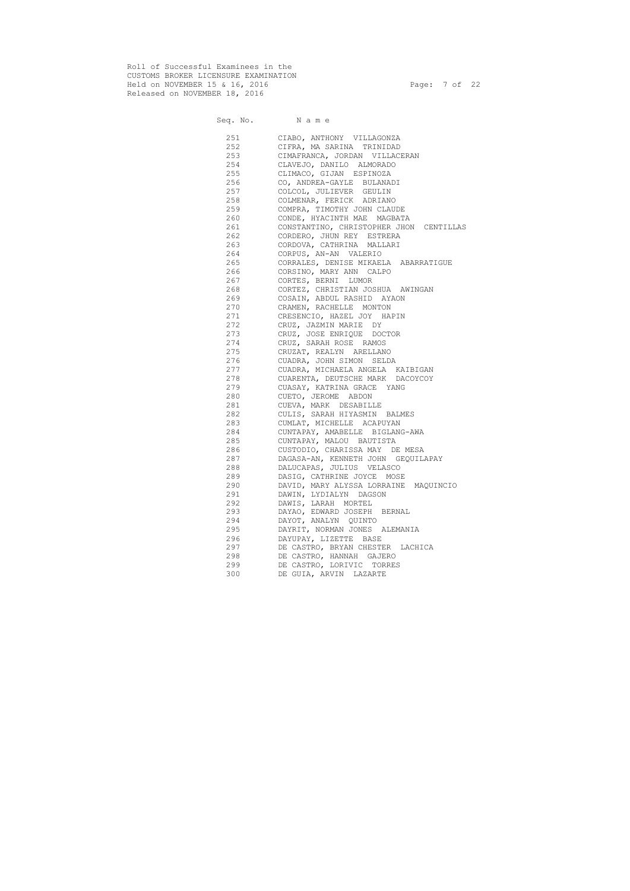Roll of Successful Examinees in the
CUSTOMS BROKER LICENSURE EXAMINATION
Held on NOVEMBER 15 & 16, 2016
Released on NOVEMBER 18, 2016

| Seq. No. | Name |
|---|---|
| 251 | CIABO, ANTHONY VILLAGONZA |
| 252 | CIFRA, MA SARINA TRINIDAD |
| 253 | CIMAFRANCA, JORDAN VILLACERAN |
| 254 | CLAVEJO, DANILO ALMORADO |
| 255 | CLIMACO, GIJAN ESPINOZA |
| 256 | CO, ANDREA-GAYLE BULANADI |
| 257 | COLCOL, JULIEVER GEULIN |
| 258 | COLMENAR, FERICK ADRIANO |
| 259 | COMPRA, TIMOTHY JOHN CLAUDE |
| 260 | CONDE, HYACINTH MAE MAGBATA |
| 261 | CONSTANTINO, CHRISTOPHER JHON CENTILLAS |
| 262 | CORDERO, JHUN REY ESTRERA |
| 263 | CORDOVA, CATHRINA MALLARI |
| 264 | CORPUS, AN-AN VALERIO |
| 265 | CORRALES, DENISE MIKAELA ABARRATIGUE |
| 266 | CORSINO, MARY ANN CALPO |
| 267 | CORTES, BERNI LUMOR |
| 268 | CORTEZ, CHRISTIAN JOSHUA AWINGAN |
| 269 | COSAIN, ABDUL RASHID AYAON |
| 270 | CRAMEN, RACHELLE MONTON |
| 271 | CRESENCIO, HAZEL JOY HAPIN |
| 272 | CRUZ, JAZMIN MARIE DY |
| 273 | CRUZ, JOSE ENRIQUE DOCTOR |
| 274 | CRUZ, SARAH ROSE RAMOS |
| 275 | CRUZAT, REALYN ARELLANO |
| 276 | CUADRA, JOHN SIMON SELDA |
| 277 | CUADRA, MICHAELA ANGELA KAIBIGAN |
| 278 | CUARENTA, DEUTSCHE MARK DACOYCOY |
| 279 | CUASAY, KATRINA GRACE YANG |
| 280 | CUETO, JEROME ABDON |
| 281 | CUEVA, MARK DESABILLE |
| 282 | CULIS, SARAH HIYASMIN BALMES |
| 283 | CUMLAT, MICHELLE ACAPUYAN |
| 284 | CUNTAPAY, AMABELLE BIGLANG-AWA |
| 285 | CUNTAPAY, MALOU BAUTISTA |
| 286 | CUSTODIO, CHARISSA MAY DE MESA |
| 287 | DAGASA-AN, KENNETH JOHN GEQUILAPAY |
| 288 | DALUCAPAS, JULIUS VELASCO |
| 289 | DASIG, CATHRINE JOYCE MOSE |
| 290 | DAVID, MARY ALYSSA LORRAINE MAQUINCIO |
| 291 | DAWIN, LYDIALYN DAGSON |
| 292 | DAWIS, LARAH MORTEL |
| 293 | DAYAO, EDWARD JOSEPH BERNAL |
| 294 | DAYOT, ANALYN QUINTO |
| 295 | DAYRIT, NORMAN JONES ALEMANIA |
| 296 | DAYUPAY, LIZETTE BASE |
| 297 | DE CASTRO, BRYAN CHESTER LACHICA |
| 298 | DE CASTRO, HANNAH GAJERO |
| 299 | DE CASTRO, LORIVIC TORRES |
| 300 | DE GUIA, ARVIN LAZARTE |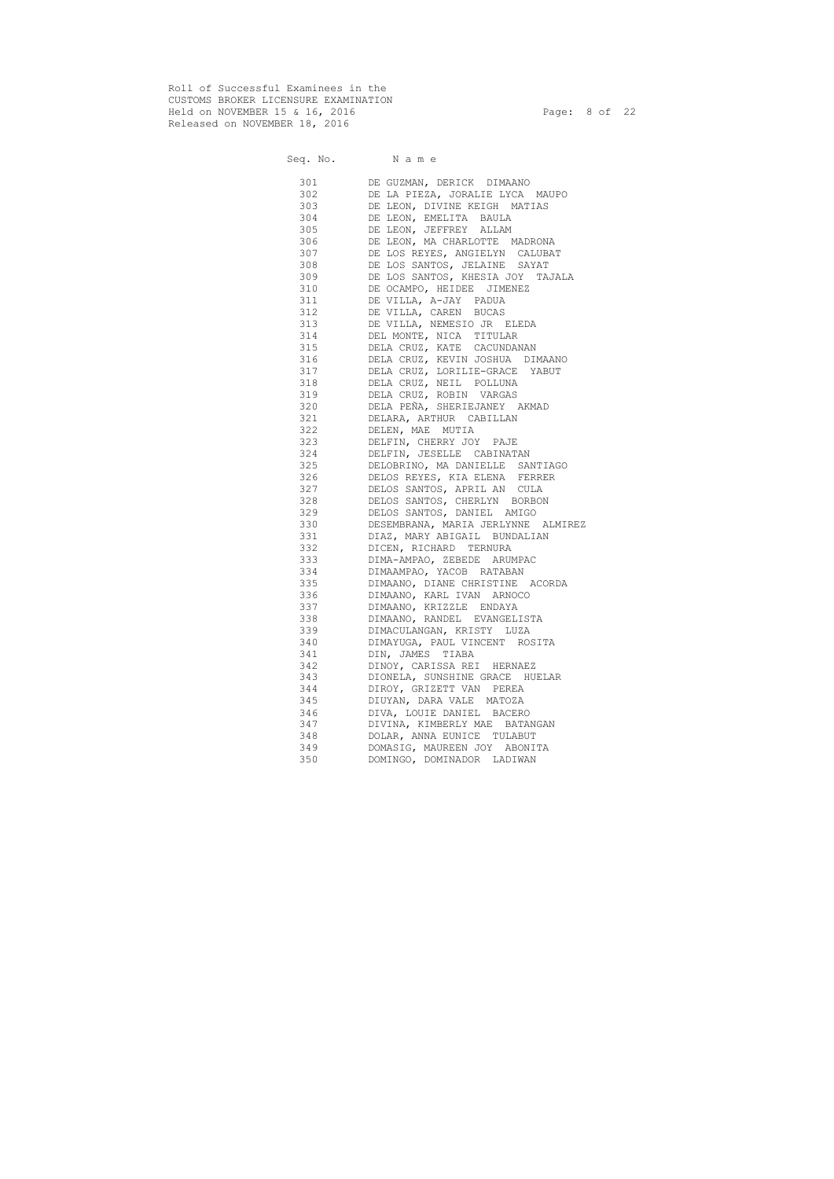Roll of Successful Examinees in the
CUSTOMS BROKER LICENSURE EXAMINATION
Held on NOVEMBER 15 & 16, 2016
Released on NOVEMBER 18, 2016

| Seq. No. | Name |
|---|---|
| 301 | DE GUZMAN, DERICK DIMAANO |
| 302 | DE LA PIEZA, JORALIE LYCA MAUPO |
| 303 | DE LEON, DIVINE KEIGH MATIAS |
| 304 | DE LEON, EMELITA BAULA |
| 305 | DE LEON, JEFFREY ALLAM |
| 306 | DE LEON, MA CHARLOTTE MADRONA |
| 307 | DE LOS REYES, ANGIELYN CALUBAT |
| 308 | DE LOS SANTOS, JELAINE SAYAT |
| 309 | DE LOS SANTOS, KHESIA JOY TAJALA |
| 310 | DE OCAMPO, HEIDEE JIMENEZ |
| 311 | DE VILLA, A-JAY PADUA |
| 312 | DE VILLA, CAREN BUCAS |
| 313 | DE VILLA, NEMESIO JR ELEDA |
| 314 | DEL MONTE, NICA TITULAR |
| 315 | DELA CRUZ, KATE CACUNDANAN |
| 316 | DELA CRUZ, KEVIN JOSHUA DIMAANO |
| 317 | DELA CRUZ, LORILIE-GRACE YABUT |
| 318 | DELA CRUZ, NEIL POLLUNA |
| 319 | DELA CRUZ, ROBIN VARGAS |
| 320 | DELA PEÑA, SHERIEJANEY AKMAD |
| 321 | DELARA, ARTHUR CABILLAN |
| 322 | DELEN, MAE MUTIA |
| 323 | DELFIN, CHERRY JOY PAJE |
| 324 | DELFIN, JESELLE CABINATAN |
| 325 | DELOBRINO, MA DANIELLE SANTIAGO |
| 326 | DELOS REYES, KIA ELENA FERRER |
| 327 | DELOS SANTOS, APRIL AN CULA |
| 328 | DELOS SANTOS, CHERLYN BORBON |
| 329 | DELOS SANTOS, DANIEL AMIGO |
| 330 | DESEMBRANA, MARIA JERLYNNE ALMIREZ |
| 331 | DIAZ, MARY ABIGAIL BUNDALIAN |
| 332 | DICEN, RICHARD TERNURA |
| 333 | DIMA-AMPAO, ZEBEDE ARUMPAC |
| 334 | DIMAAMPAO, YACOB RATABAN |
| 335 | DIMAANO, DIANE CHRISTINE ACORDA |
| 336 | DIMAANO, KARL IVAN ARNOCO |
| 337 | DIMAANO, KRIZZLE ENDAYA |
| 338 | DIMAANO, RANDEL EVANGELISTA |
| 339 | DIMACULANGAN, KRISTY LUZA |
| 340 | DIMAYUGA, PAUL VINCENT ROSITA |
| 341 | DIN, JAMES TIABA |
| 342 | DINOY, CARISSA REI HERNAEZ |
| 343 | DIONELA, SUNSHINE GRACE HUELAR |
| 344 | DIROY, GRIZETT VAN PEREA |
| 345 | DIUYAN, DARA VALE MATOZA |
| 346 | DIVA, LOUIE DANIEL BACERO |
| 347 | DIVINA, KIMBERLY MAE BATANGAN |
| 348 | DOLAR, ANNA EUNICE TULABUT |
| 349 | DOMASIG, MAUREEN JOY ABONITA |
| 350 | DOMINGO, DOMINADOR LADIWAN |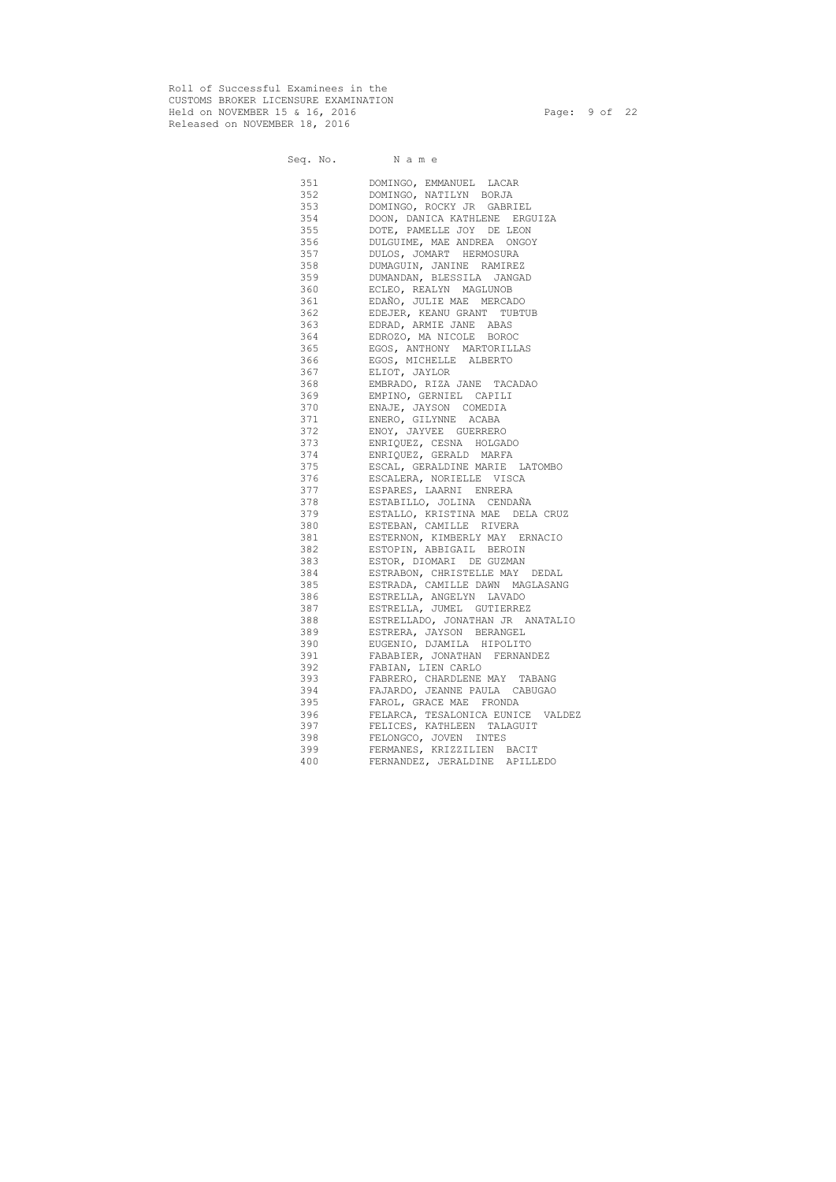Roll of Successful Examinees in the
CUSTOMS BROKER LICENSURE EXAMINATION
Held on NOVEMBER 15 & 16, 2016
Released on NOVEMBER 18, 2016

| Seq. No. | N a m e |
|---|---|
| 351 | DOMINGO, EMMANUEL LACAR |
| 352 | DOMINGO, NATILYN BORJA |
| 353 | DOMINGO, ROCKY JR GABRIEL |
| 354 | DOON, DANICA KATHLENE ERGUIZA |
| 355 | DOTE, PAMELLE JOY DE LEON |
| 356 | DULGUIME, MAE ANDREA ONGOY |
| 357 | DULOS, JOMART HERMOSURA |
| 358 | DUMAGUIN, JANINE RAMIREZ |
| 359 | DUMANDAN, BLESSILA JANGAD |
| 360 | ECLEO, REALYN MAGLUNOB |
| 361 | EDAÑO, JULIE MAE MERCADO |
| 362 | EDEJER, KEANU GRANT TUBTUB |
| 363 | EDRAD, ARMIE JANE ABAS |
| 364 | EDROZO, MA NICOLE BOROC |
| 365 | EGOS, ANTHONY MARTORILLAS |
| 366 | EGOS, MICHELLE ALBERTO |
| 367 | ELIOT, JAYLOR |
| 368 | EMBRADO, RIZA JANE TACADAO |
| 369 | EMPINO, GERNIEL CAPILI |
| 370 | ENAJE, JAYSON COMEDIA |
| 371 | ENERO, GILYNNE ACABA |
| 372 | ENOY, JAYVEE GUERRERO |
| 373 | ENRIQUEZ, CESNA HOLGADO |
| 374 | ENRIQUEZ, GERALD MARFA |
| 375 | ESCAL, GERALDINE MARIE LATOMBO |
| 376 | ESCALERA, NORIELLE VISCA |
| 377 | ESPARES, LAARNI ENRERA |
| 378 | ESTABILLO, JOLINA CENDAÑA |
| 379 | ESTALLO, KRISTINA MAE DELA CRUZ |
| 380 | ESTEBAN, CAMILLE RIVERA |
| 381 | ESTERNON, KIMBERLY MAY ERNACIO |
| 382 | ESTOPIN, ABBIGAIL BEROIN |
| 383 | ESTOR, DIOMARI DE GUZMAN |
| 384 | ESTRABON, CHRISTELLE MAY DEDAL |
| 385 | ESTRADA, CAMILLE DAWN MAGLASANG |
| 386 | ESTRELLA, ANGELYN LAVADO |
| 387 | ESTRELLA, JUMEL GUTIERREZ |
| 388 | ESTRELLADO, JONATHAN JR ANATALIO |
| 389 | ESTRERA, JAYSON BERANGEL |
| 390 | EUGENIO, DJAMILA HIPOLITO |
| 391 | FABABIER, JONATHAN FERNANDEZ |
| 392 | FABIAN, LIEN CARLO |
| 393 | FABRERO, CHARDLENE MAY TABANG |
| 394 | FAJARDO, JEANNE PAULA CABUGAO |
| 395 | FAROL, GRACE MAE FRONDA |
| 396 | FELARCA, TESALONICA EUNICE VALDEZ |
| 397 | FELICES, KATHLEEN TALAGUIT |
| 398 | FELONGCO, JOVEN INTES |
| 399 | FERMANES, KRIZZILIEN BACIT |
| 400 | FERNANDEZ, JERALDINE APILLEDO |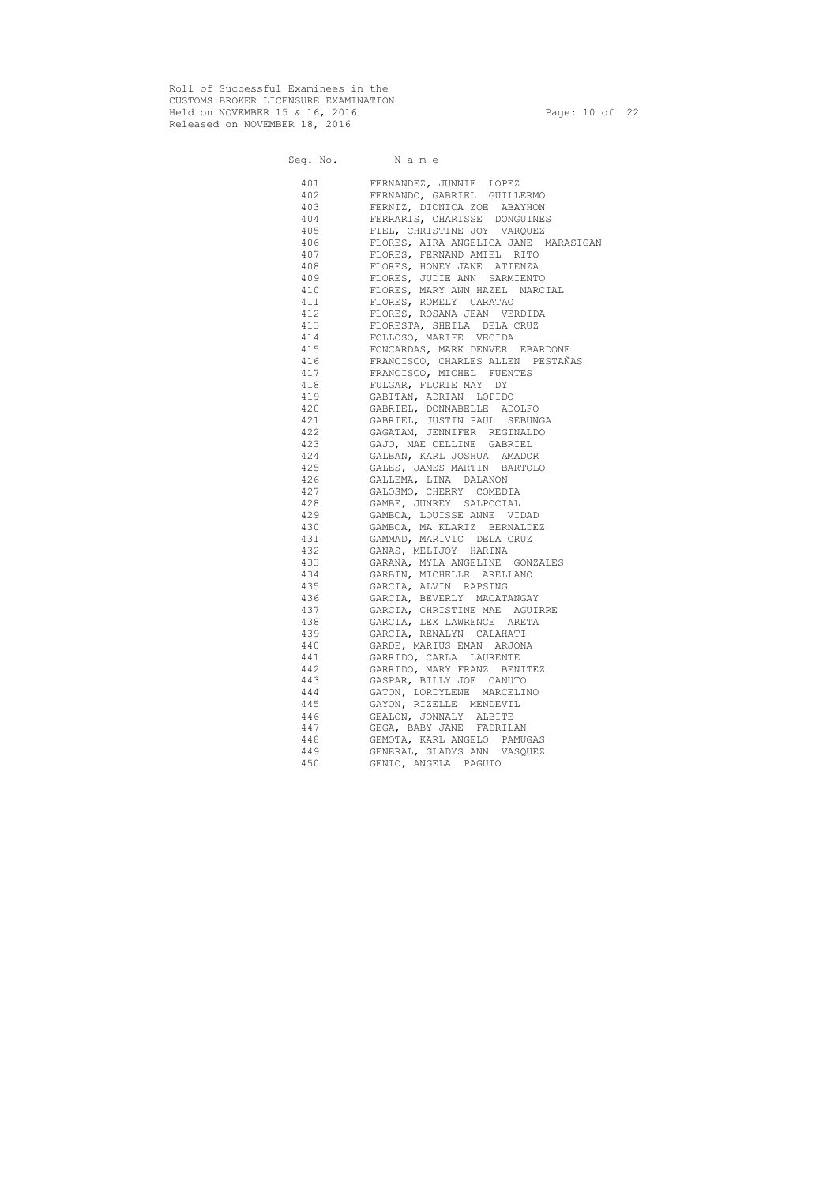Roll of Successful Examinees in the
CUSTOMS BROKER LICENSURE EXAMINATION
Held on NOVEMBER 15 & 16, 2016
Released on NOVEMBER 18, 2016

| Seq. No. | N a m e |
|---|---|
| 401 | FERNANDEZ, JUNNIE LOPEZ |
| 402 | FERNANDO, GABRIEL GUILLERMO |
| 403 | FERNIZ, DIONICA ZOE ABAYHON |
| 404 | FERRARIS, CHARISSE DONGUINES |
| 405 | FIEL, CHRISTINE JOY VARQUEZ |
| 406 | FLORES, AIRA ANGELICA JANE MARASIGAN |
| 407 | FLORES, FERNAND AMIEL RITO |
| 408 | FLORES, HONEY JANE ATIENZA |
| 409 | FLORES, JUDIE ANN SARMIENTO |
| 410 | FLORES, MARY ANN HAZEL MARCIAL |
| 411 | FLORES, ROMELY CARATAO |
| 412 | FLORES, ROSANA JEAN VERDIDA |
| 413 | FLORESTA, SHEILA DELA CRUZ |
| 414 | FOLLOSO, MARIFE VECIDA |
| 415 | FONCARDAS, MARK DENVER EBARDONE |
| 416 | FRANCISCO, CHARLES ALLEN PESTAÑAS |
| 417 | FRANCISCO, MICHEL FUENTES |
| 418 | FULGAR, FLORIE MAY DY |
| 419 | GABITAN, ADRIAN LOPIDO |
| 420 | GABRIEL, DONNABELLE ADOLFO |
| 421 | GABRIEL, JUSTIN PAUL SEBUNGA |
| 422 | GAGATAM, JENNIFER REGINALDO |
| 423 | GAJO, MAE CELLINE GABRIEL |
| 424 | GALBAN, KARL JOSHUA AMADOR |
| 425 | GALES, JAMES MARTIN BARTOLO |
| 426 | GALLEMA, LINA DALANON |
| 427 | GALOSMO, CHERRY COMEDIA |
| 428 | GAMBE, JUNREY SALPOCIAL |
| 429 | GAMBOA, LOUISSE ANNE VIDAD |
| 430 | GAMBOA, MA KLARIZ BERNALDEZ |
| 431 | GAMMAD, MARIVIC DELA CRUZ |
| 432 | GANAS, MELIJOY HARINA |
| 433 | GARANA, MYLA ANGELINE GONZALES |
| 434 | GARBIN, MICHELLE ARELLANO |
| 435 | GARCIA, ALVIN RAPSING |
| 436 | GARCIA, BEVERLY MACATANGAY |
| 437 | GARCIA, CHRISTINE MAE AGUIRRE |
| 438 | GARCIA, LEX LAWRENCE ARETA |
| 439 | GARCIA, RENALYN CALAHATI |
| 440 | GARDE, MARIUS EMAN ARJONA |
| 441 | GARRIDO, CARLA LAURENTE |
| 442 | GARRIDO, MARY FRANZ BENITEZ |
| 443 | GASPAR, BILLY JOE CANUTO |
| 444 | GATON, LORDYLENE MARCELINO |
| 445 | GAYON, RIZELLE MENDEVIL |
| 446 | GEALON, JONNALY ALBITE |
| 447 | GEGA, BABY JANE FADRILAN |
| 448 | GEMOTA, KARL ANGELO PAMUGAS |
| 449 | GENERAL, GLADYS ANN VASQUEZ |
| 450 | GENIO, ANGELA PAGUIO |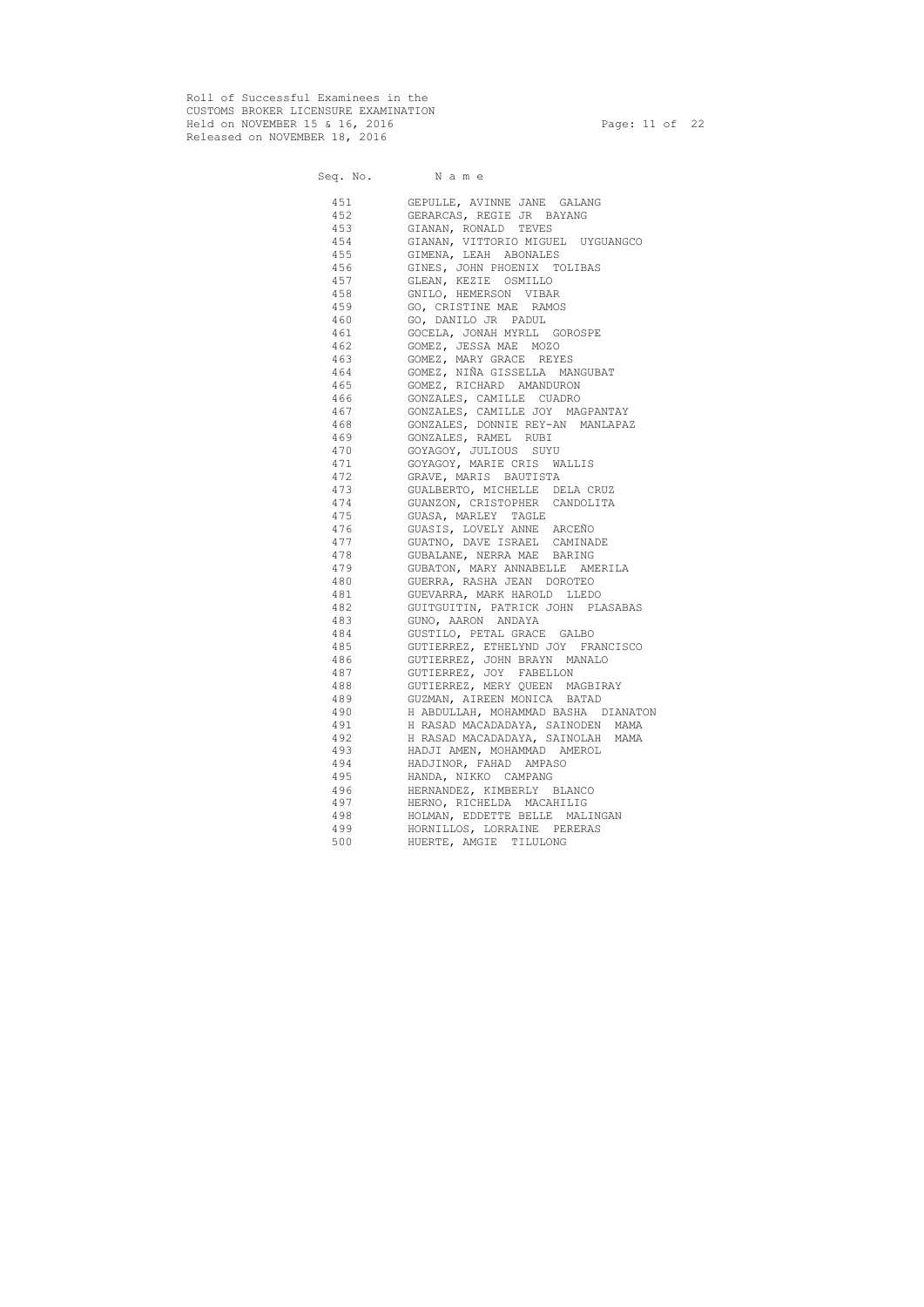Roll of Successful Examinees in the
CUSTOMS BROKER LICENSURE EXAMINATION
Held on NOVEMBER 15 & 16, 2016
Released on NOVEMBER 18, 2016

| Seq. No. | Name |
|---|---|
| 451 | GEPULLE, AVINNE JANE GALANG |
| 452 | GERARCAS, REGIE JR BAYANG |
| 453 | GIANAN, RONALD TEVES |
| 454 | GIANAN, VITTORIO MIGUEL UYGUANGCO |
| 455 | GIMENA, LEAH ABONALES |
| 456 | GINES, JOHN PHOENIX TOLIBAS |
| 457 | GLEAN, KEZIE OSMILLO |
| 458 | GNILO, HEMERSON VIBAR |
| 459 | GO, CRISTINE MAE RAMOS |
| 460 | GO, DANILO JR PADUL |
| 461 | GOCELA, JONAH MYRLL GOROSPE |
| 462 | GOMEZ, JESSA MAE MOZO |
| 463 | GOMEZ, MARY GRACE REYES |
| 464 | GOMEZ, NIÑA GISSELLA MANGUBAT |
| 465 | GOMEZ, RICHARD AMANDURON |
| 466 | GONZALES, CAMILLE CUADRO |
| 467 | GONZALES, CAMILLE JOY MAGPANTAY |
| 468 | GONZALES, DONNIE REY-AN MANLAPAZ |
| 469 | GONZALES, RAMEL RUBI |
| 470 | GOYAGOY, JULIOUS SUYU |
| 471 | GOYAGOY, MARIE CRIS WALLIS |
| 472 | GRAVE, MARIS BAUTISTA |
| 473 | GUALBERTO, MICHELLE DELA CRUZ |
| 474 | GUANZON, CRISTOPHER CANDOLITA |
| 475 | GUASA, MARLEY TAGLE |
| 476 | GUASIS, LOVELY ANNE ARCEÑO |
| 477 | GUATNO, DAVE ISRAEL CAMINADE |
| 478 | GUBALANE, NERRA MAE BARING |
| 479 | GUBATON, MARY ANNABELLE AMERILA |
| 480 | GUERRA, RASHA JEAN DOROTEO |
| 481 | GUEVARRA, MARK HAROLD LLEDO |
| 482 | GUITGUITIN, PATRICK JOHN PLASABAS |
| 483 | GUNO, AARON ANDAYA |
| 484 | GUSTILO, PETAL GRACE GALBO |
| 485 | GUTIERREZ, ETHELYND JOY FRANCISCO |
| 486 | GUTIERREZ, JOHN BRAYN MANALO |
| 487 | GUTIERREZ, JOY FABELLON |
| 488 | GUTIERREZ, MERY QUEEN MAGBIRAY |
| 489 | GUZMAN, AIREEN MONICA BATAD |
| 490 | H ABDULLAH, MOHAMMAD BASHA DIANATON |
| 491 | H RASAD MACADADAYA, SAINODEN MAMA |
| 492 | H RASAD MACADADAYA, SAINOLAH MAMA |
| 493 | HADJI AMEN, MOHAMMAD AMEROL |
| 494 | HADJINOR, FAHAD AMPASO |
| 495 | HANDA, NIKKO CAMPANG |
| 496 | HERNANDEZ, KIMBERLY BLANCO |
| 497 | HERNO, RICHELDA MACAHILIG |
| 498 | HOLMAN, EDDETTE BELLE MALINGAN |
| 499 | HORNILLOS, LORRAINE PERERAS |
| 500 | HUERTE, AMGIE TILULONG |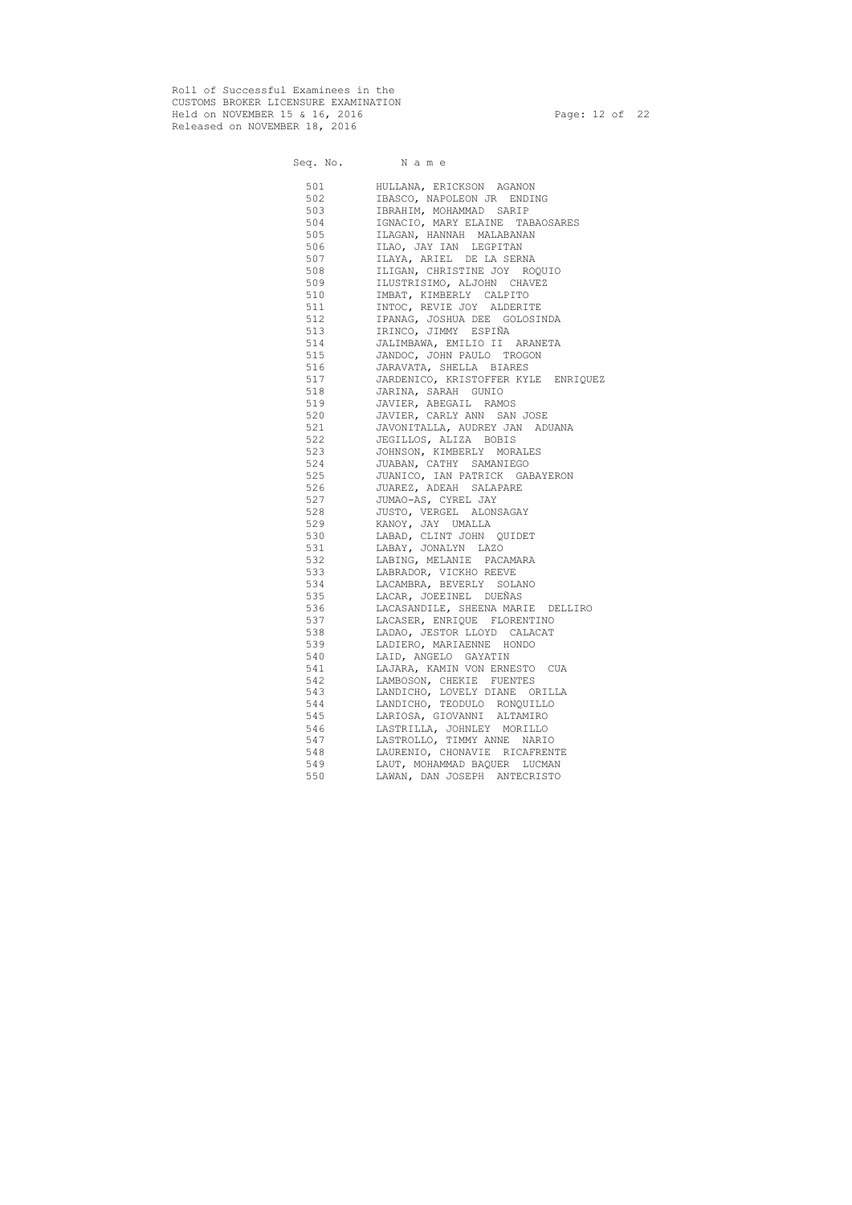Roll of Successful Examinees in the
CUSTOMS BROKER LICENSURE EXAMINATION
Held on NOVEMBER 15 & 16, 2016
Released on NOVEMBER 18, 2016

| Seq. No. | N a m e |
|---|---|
| 501 | HULLANA, ERICKSON AGANON |
| 502 | IBASCO, NAPOLEON JR ENDING |
| 503 | IBRAHIM, MOHAMMAD SARIP |
| 504 | IGNACIO, MARY ELAINE TABAOSARES |
| 505 | ILAGAN, HANNAH MALABANAN |
| 506 | ILAO, JAY IAN LEGPITAN |
| 507 | ILAYA, ARIEL DE LA SERNA |
| 508 | ILIGAN, CHRISTINE JOY ROQUIO |
| 509 | ILUSTRISIMO, ALJOHN CHAVEZ |
| 510 | IMBAT, KIMBERLY CALPITO |
| 511 | INTOC, REVIE JOY ALDERITE |
| 512 | IPANAG, JOSHUA DEE GOLOSINDA |
| 513 | IRINCO, JIMMY ESPIÑA |
| 514 | JALIMBAWA, EMILIO II ARANETA |
| 515 | JANDOC, JOHN PAULO TROGON |
| 516 | JARAVATA, SHELLA BIARES |
| 517 | JARDENICO, KRISTOFFER KYLE ENRIQUEZ |
| 518 | JARINA, SARAH GUNIO |
| 519 | JAVIER, ABEGAIL RAMOS |
| 520 | JAVIER, CARLY ANN SAN JOSE |
| 521 | JAVONITALLA, AUDREY JAN ADUANA |
| 522 | JEGILLOS, ALIZA BOBIS |
| 523 | JOHNSON, KIMBERLY MORALES |
| 524 | JUABAN, CATHY SAMANIEGO |
| 525 | JUANICO, IAN PATRICK GABAYERON |
| 526 | JUAREZ, ADEAH SALAPARE |
| 527 | JUMAO-AS, CYREL JAY |
| 528 | JUSTO, VERGEL ALONSAGAY |
| 529 | KANOY, JAY UMALLA |
| 530 | LABAD, CLINT JOHN QUIDET |
| 531 | LABAY, JONALYN LAZO |
| 532 | LABING, MELANIE PACAMARA |
| 533 | LABRADOR, VICKHO REEVE |
| 534 | LACAMBRA, BEVERLY SOLANO |
| 535 | LACAR, JOEEINEL DUEÑAS |
| 536 | LACASANDILE, SHEENA MARIE DELLIRO |
| 537 | LACASER, ENRIQUE FLORENTINO |
| 538 | LADAO, JESTOR LLOYD CALACAT |
| 539 | LADIERO, MARIAENNE HONDO |
| 540 | LAID, ANGELO GAYATIN |
| 541 | LAJARA, KAMIN VON ERNESTO CUA |
| 542 | LAMBOSON, CHEKIE FUENTES |
| 543 | LANDICHO, LOVELY DIANE ORILLA |
| 544 | LANDICHO, TEODULO RONQUILLO |
| 545 | LARIOSA, GIOVANNI ALTAMIRO |
| 546 | LASTRILLA, JOHNLEY MORILLO |
| 547 | LASTROLLO, TIMMY ANNE NARIO |
| 548 | LAURENIO, CHONAVIE RICAFRENTE |
| 549 | LAUT, MOHAMMAD BAQUER LUCMAN |
| 550 | LAWAN, DAN JOSEPH ANTECRISTO |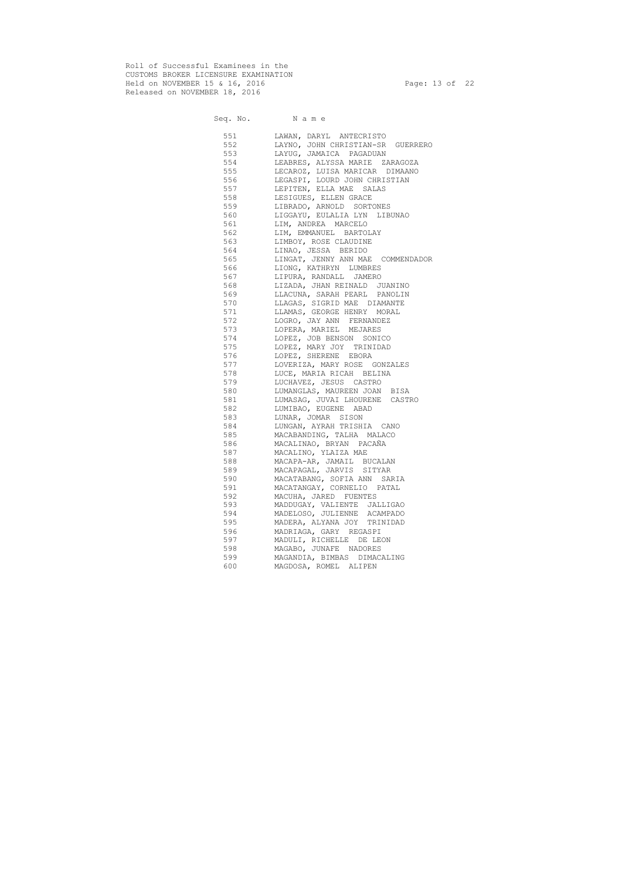Roll of Successful Examinees in the
CUSTOMS BROKER LICENSURE EXAMINATION
Held on NOVEMBER 15 & 16, 2016
Released on NOVEMBER 18, 2016

| Seq. No. | Name |
|---|---|
| 551 | LAWAN, DARYL ANTECRISTO |
| 552 | LAYNO, JOHN CHRISTIAN-SR GUERRERO |
| 553 | LAYUG, JAMAICA PAGADUAN |
| 554 | LEABRES, ALYSSA MARIE ZARAGOZA |
| 555 | LECAROZ, LUISA MARICAR DIMAANO |
| 556 | LEGASPI, LOURD JOHN CHRISTIAN |
| 557 | LEPITEN, ELLA MAE SALAS |
| 558 | LESIGUES, ELLEN GRACE |
| 559 | LIBRADO, ARNOLD SORTONES |
| 560 | LIGGAYU, EULALIA LYN LIBUNAO |
| 561 | LIM, ANDREA MARCELO |
| 562 | LIM, EMMANUEL BARTOLAY |
| 563 | LIMBOY, ROSE CLAUDINE |
| 564 | LINAO, JESSA BERIDO |
| 565 | LINGAT, JENNY ANN MAE COMMENDADOR |
| 566 | LIONG, KATHRYN LUMBRES |
| 567 | LIPURA, RANDALL JAMERO |
| 568 | LIZADA, JHAN REINALD JUANINO |
| 569 | LLACUNA, SARAH PEARL PANOLIN |
| 570 | LLAGAS, SIGRID MAE DIAMANTE |
| 571 | LLAMAS, GEORGE HENRY MORAL |
| 572 | LOGRO, JAY ANN FERNANDEZ |
| 573 | LOPERA, MARIEL MEJARES |
| 574 | LOPEZ, JOB BENSON SONICO |
| 575 | LOPEZ, MARY JOY TRINIDAD |
| 576 | LOPEZ, SHERENE EBORA |
| 577 | LOVERIZA, MARY ROSE GONZALES |
| 578 | LUCE, MARIA RICAH BELINA |
| 579 | LUCHAVEZ, JESUS CASTRO |
| 580 | LUMANGLAS, MAUREEN JOAN BISA |
| 581 | LUMASAG, JUVAI LHOURENE CASTRO |
| 582 | LUMIBAO, EUGENE ABAD |
| 583 | LUNAR, JOMAR SISON |
| 584 | LUNGAN, AYRAH TRISHIA CANO |
| 585 | MACABANDING, TALHA MALACO |
| 586 | MACALINAO, BRYAN PACAÑA |
| 587 | MACALINO, YLAIZA MAE |
| 588 | MACAPA-AR, JAMAIL BUCALAN |
| 589 | MACAPAGAL, JARVIS SITYAR |
| 590 | MACATABANG, SOFIA ANN SARIA |
| 591 | MACATANGAY, CORNELIO PATAL |
| 592 | MACUHA, JARED FUENTES |
| 593 | MADDUGAY, VALIENTE JALLIGAO |
| 594 | MADELOSO, JULIENNE ACAMPADO |
| 595 | MADERA, ALYANA JOY TRINIDAD |
| 596 | MADRIAGA, GARY REGASPI |
| 597 | MADULI, RICHELLE DE LEON |
| 598 | MAGABO, JUNAFE NADORES |
| 599 | MAGANDIA, BIMBAS DIMACALING |
| 600 | MAGDOSA, ROMEL ALIPEN |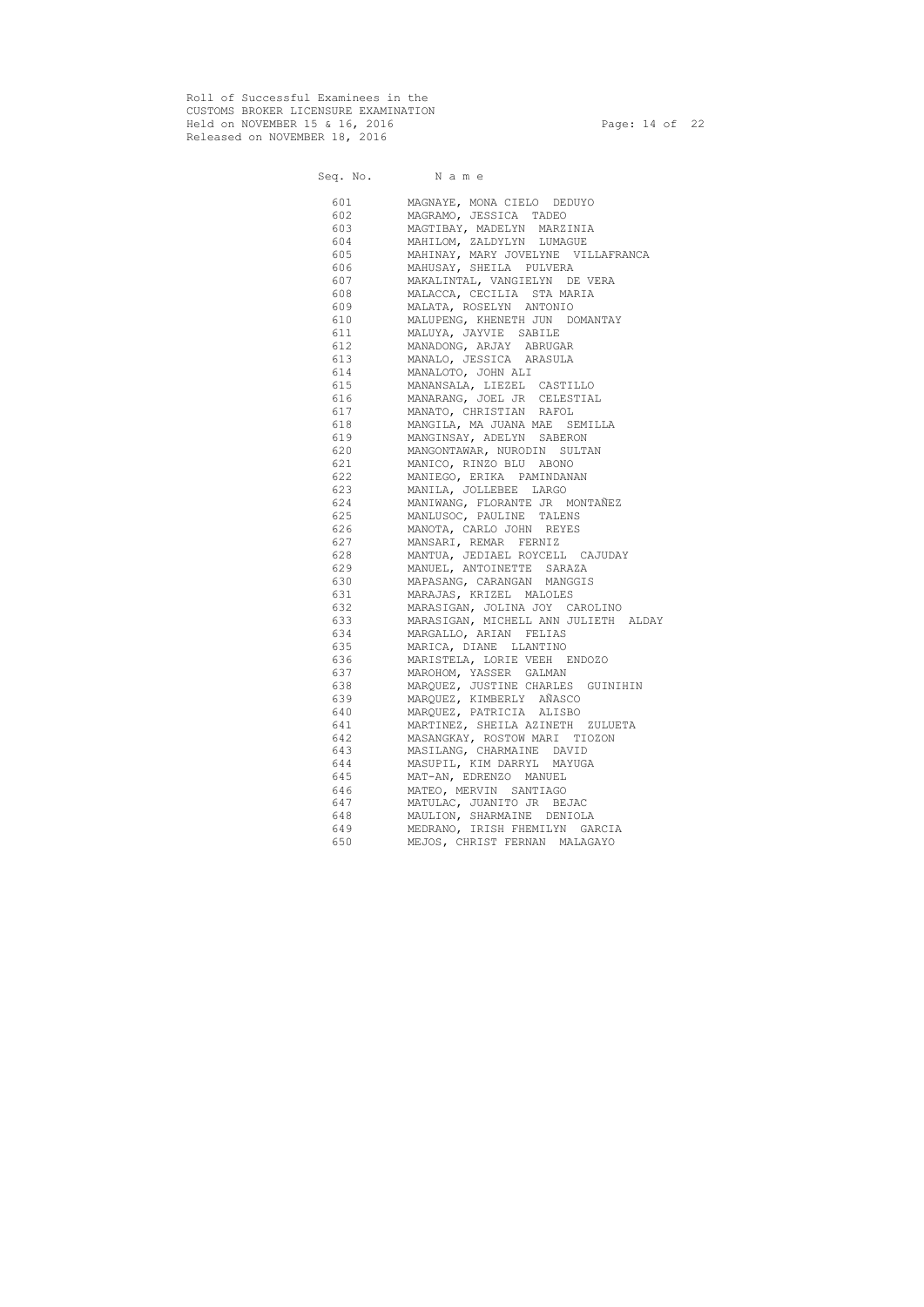Roll of Successful Examinees in the
CUSTOMS BROKER LICENSURE EXAMINATION
Held on NOVEMBER 15 & 16, 2016
Released on NOVEMBER 18, 2016

| Seq. No. | N a m e |
|---|---|
| 601 | MAGNAYE, MONA CIELO DEDUYO |
| 602 | MAGRAMO, JESSICA TADEO |
| 603 | MAGTIBAY, MADELYN MARZINIA |
| 604 | MAHILOM, ZALDYLYN LUMAGUE |
| 605 | MAHINAY, MARY JOVELYNE VILLAFRANCA |
| 606 | MAHUSAY, SHEILA PULVERA |
| 607 | MAKALINTAL, VANGIELYN DE VERA |
| 608 | MALACCA, CECILIA STA MARIA |
| 609 | MALATA, ROSELYN ANTONIO |
| 610 | MALUPENG, KHENETH JUN DOMANTAY |
| 611 | MALUYA, JAYVIE SABILE |
| 612 | MANADONG, ARJAY ABRUGAR |
| 613 | MANALO, JESSICA ARASULA |
| 614 | MANALOTO, JOHN ALI |
| 615 | MANANSALA, LIEZEL CASTILLO |
| 616 | MANARANG, JOEL JR CELESTIAL |
| 617 | MANATO, CHRISTIAN RAFOL |
| 618 | MANGILA, MA JUANA MAE SEMILLA |
| 619 | MANGINSAY, ADELYN SABERON |
| 620 | MANGONTAWAR, NURODIN SULTAN |
| 621 | MANICO, RINZO BLU ABONO |
| 622 | MANIEGO, ERIKA PAMINDANAN |
| 623 | MANILA, JOLLEBEE LARGO |
| 624 | MANIWANG, FLORANTE JR MONTAÑEZ |
| 625 | MANLUSOC, PAULINE TALENS |
| 626 | MANOTA, CARLO JOHN REYES |
| 627 | MANSARI, REMAR FERNIZ |
| 628 | MANTUA, JEDIAEL ROYCELL CAJUDAY |
| 629 | MANUEL, ANTOINETTE SARAZA |
| 630 | MAPASANG, CARANGAN MANGGIS |
| 631 | MARAJAS, KRIZEL MALOLES |
| 632 | MARASIGAN, JOLINA JOY CAROLINO |
| 633 | MARASIGAN, MICHELL ANN JULIETH ALDAY |
| 634 | MARGALLO, ARIAN FELIAS |
| 635 | MARICA, DIANE LLANTINO |
| 636 | MARISTELA, LORIE VEEH ENDOZO |
| 637 | MAROHOM, YASSER GALMAN |
| 638 | MARQUEZ, JUSTINE CHARLES GUINIHIN |
| 639 | MARQUEZ, KIMBERLY AÑASCO |
| 640 | MARQUEZ, PATRICIA ALISBO |
| 641 | MARTINEZ, SHEILA AZINETH ZULUETA |
| 642 | MASANGKAY, ROSTOW MARI TIOZON |
| 643 | MASILANG, CHARMAINE DAVID |
| 644 | MASUPIL, KIM DARRYL MAYUGA |
| 645 | MAT-AN, EDRENZO MANUEL |
| 646 | MATEO, MERVIN SANTIAGO |
| 647 | MATULAC, JUANITO JR BEJAC |
| 648 | MAULION, SHARMAINE DENIOLA |
| 649 | MEDRANO, IRISH FHEMILYN GARCIA |
| 650 | MEJOS, CHRIST FERNAN MALAGAYO |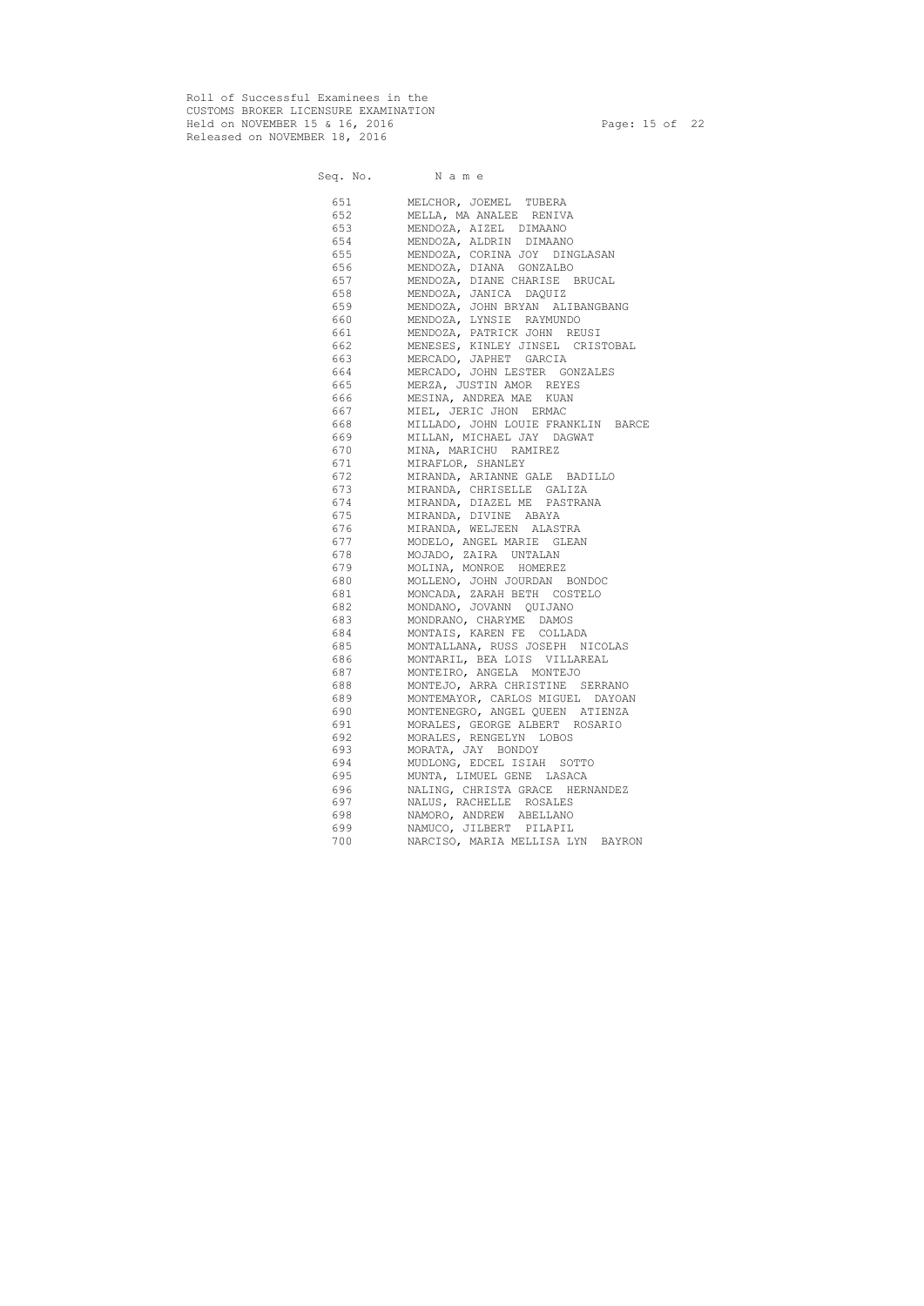Roll of Successful Examinees in the
CUSTOMS BROKER LICENSURE EXAMINATION
Held on NOVEMBER 15 & 16, 2016
Released on NOVEMBER 18, 2016

| Seq. No. | N a m e |
|---|---|
| 651 | MELCHOR, JOEMEL TUBERA |
| 652 | MELLA, MA ANALEE RENIVA |
| 653 | MENDOZA, AIZEL DIMAANO |
| 654 | MENDOZA, ALDRIN DIMAANO |
| 655 | MENDOZA, CORINA JOY DINGLASAN |
| 656 | MENDOZA, DIANA GONZALBO |
| 657 | MENDOZA, DIANE CHARISE BRUCAL |
| 658 | MENDOZA, JANICA DAQUIZ |
| 659 | MENDOZA, JOHN BRYAN ALIBANGBANG |
| 660 | MENDOZA, LYNSIE RAYMUNDO |
| 661 | MENDOZA, PATRICK JOHN REUSI |
| 662 | MENESES, KINLEY JINSEL CRISTOBAL |
| 663 | MERCADO, JAPHET GARCIA |
| 664 | MERCADO, JOHN LESTER GONZALES |
| 665 | MERZA, JUSTIN AMOR REYES |
| 666 | MESINA, ANDREA MAE KUAN |
| 667 | MIEL, JERIC JHON ERMAC |
| 668 | MILLADO, JOHN LOUIE FRANKLIN BARCE |
| 669 | MILLAN, MICHAEL JAY DAGWAT |
| 670 | MINA, MARICHU RAMIREZ |
| 671 | MIRAFLOR, SHANLEY |
| 672 | MIRANDA, ARIANNE GALE BADILLO |
| 673 | MIRANDA, CHRISELLE GALIZA |
| 674 | MIRANDA, DIAZEL ME PASTRANA |
| 675 | MIRANDA, DIVINE ABAYA |
| 676 | MIRANDA, WELJEEN ALASTRA |
| 677 | MODELO, ANGEL MARIE GLEAN |
| 678 | MOJADO, ZAIRA UNTALAN |
| 679 | MOLINA, MONROE HOMEREZ |
| 680 | MOLLENO, JOHN JOURDAN BONDOC |
| 681 | MONCADA, ZARAH BETH COSTELO |
| 682 | MONDANO, JOVANN QUIJANO |
| 683 | MONDRANO, CHARYME DAMOS |
| 684 | MONTAIS, KAREN FE COLLADA |
| 685 | MONTALLANA, RUSS JOSEPH NICOLAS |
| 686 | MONTARIL, BEA LOIS VILLAREAL |
| 687 | MONTEIRO, ANGELA MONTEJO |
| 688 | MONTEJO, ARRA CHRISTINE SERRANO |
| 689 | MONTEMAYOR, CARLOS MIGUEL DAYOAN |
| 690 | MONTENEGRO, ANGEL QUEEN ATIENZA |
| 691 | MORALES, GEORGE ALBERT ROSARIO |
| 692 | MORALES, RENGELYN LOBOS |
| 693 | MORATA, JAY BONDOY |
| 694 | MUDLONG, EDCEL ISIAH SOTTO |
| 695 | MUNTA, LIMUEL GENE LASACA |
| 696 | NALING, CHRISTA GRACE HERNANDEZ |
| 697 | NALUS, RACHELLE ROSALES |
| 698 | NAMORO, ANDREW ABELLANO |
| 699 | NAMUCO, JILBERT PILAPIL |
| 700 | NARCISO, MARIA MELLISA LYN BAYRON |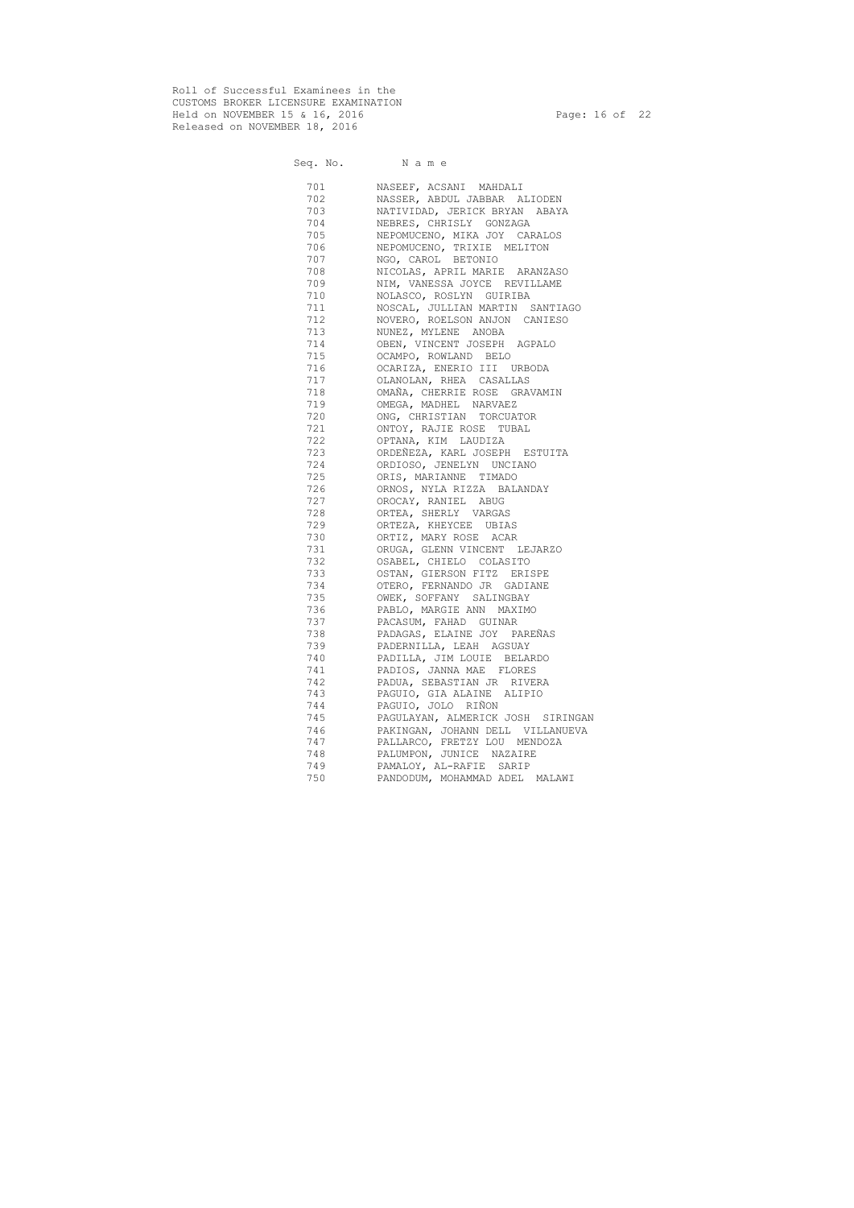Roll of Successful Examinees in the
CUSTOMS BROKER LICENSURE EXAMINATION
Held on NOVEMBER 15 & 16, 2016
Released on NOVEMBER 18, 2016

| Seq. No. | N a m e |
|---|---|
| 701 | NASEEF, ACSANI MAHDALI |
| 702 | NASSER, ABDUL JABBAR ALIODEN |
| 703 | NATIVIDAD, JERICK BRYAN ABAYA |
| 704 | NEBRES, CHRISLY GONZAGA |
| 705 | NEPOMUCENO, MIKA JOY CARALOS |
| 706 | NEPOMUCENO, TRIXIE MELITON |
| 707 | NGO, CAROL BETONIO |
| 708 | NICOLAS, APRIL MARIE ARANZASO |
| 709 | NIM, VANESSA JOYCE REVILLAME |
| 710 | NOLASCO, ROSLYN GUIRIBA |
| 711 | NOSCAL, JULLIAN MARTIN SANTIAGO |
| 712 | NOVERO, ROELSON ANJON CANIESO |
| 713 | NUNEZ, MYLENE ANOBA |
| 714 | OBEN, VINCENT JOSEPH AGPALO |
| 715 | OCAMPO, ROWLAND BELO |
| 716 | OCARIZA, ENERIO III URBODA |
| 717 | OLANOLAN, RHEA CASALLAS |
| 718 | OMAÑA, CHERRIE ROSE GRAVAMIN |
| 719 | OMEGA, MADHEL NARVAEZ |
| 720 | ONG, CHRISTIAN TORCUATOR |
| 721 | ONTOY, RAJIE ROSE TUBAL |
| 722 | OPTANA, KIM LAUDIZA |
| 723 | ORDEÑEZA, KARL JOSEPH ESTUITA |
| 724 | ORDIOSO, JENELYN UNCIANO |
| 725 | ORIS, MARIANNE TIMADO |
| 726 | ORNOS, NYLA RIZZA BALANDAY |
| 727 | OROCAY, RANIEL ABUG |
| 728 | ORTEA, SHERLY VARGAS |
| 729 | ORTEZA, KHEYCEE UBIAS |
| 730 | ORTIZ, MARY ROSE ACAR |
| 731 | ORUGA, GLENN VINCENT LEJARZO |
| 732 | OSABEL, CHIELO COLASITO |
| 733 | OSTAN, GIERSON FITZ ERISPE |
| 734 | OTERO, FERNANDO JR GADIANE |
| 735 | OWEK, SOFFANY SALINGBAY |
| 736 | PABLO, MARGIE ANN MAXIMO |
| 737 | PACASUM, FAHAD GUINAR |
| 738 | PADAGAS, ELAINE JOY PAREÑAS |
| 739 | PADERNILLA, LEAH AGSUAY |
| 740 | PADILLA, JIM LOUIE BELARDO |
| 741 | PADIOS, JANNA MAE FLORES |
| 742 | PADUA, SEBASTIAN JR RIVERA |
| 743 | PAGUIO, GIA ALAINE ALIPIO |
| 744 | PAGUIO, JOLO RIÑON |
| 745 | PAGULAYAN, ALMERICK JOSH SIRINGAN |
| 746 | PAKINGAN, JOHANN DELL VILLANUEVA |
| 747 | PALLARCO, FRETZY LOU MENDOZA |
| 748 | PALUMPON, JUNICE NAZAIRE |
| 749 | PAMALOY, AL-RAFIE SARIP |
| 750 | PANDODUM, MOHAMMAD ADEL MALAWI |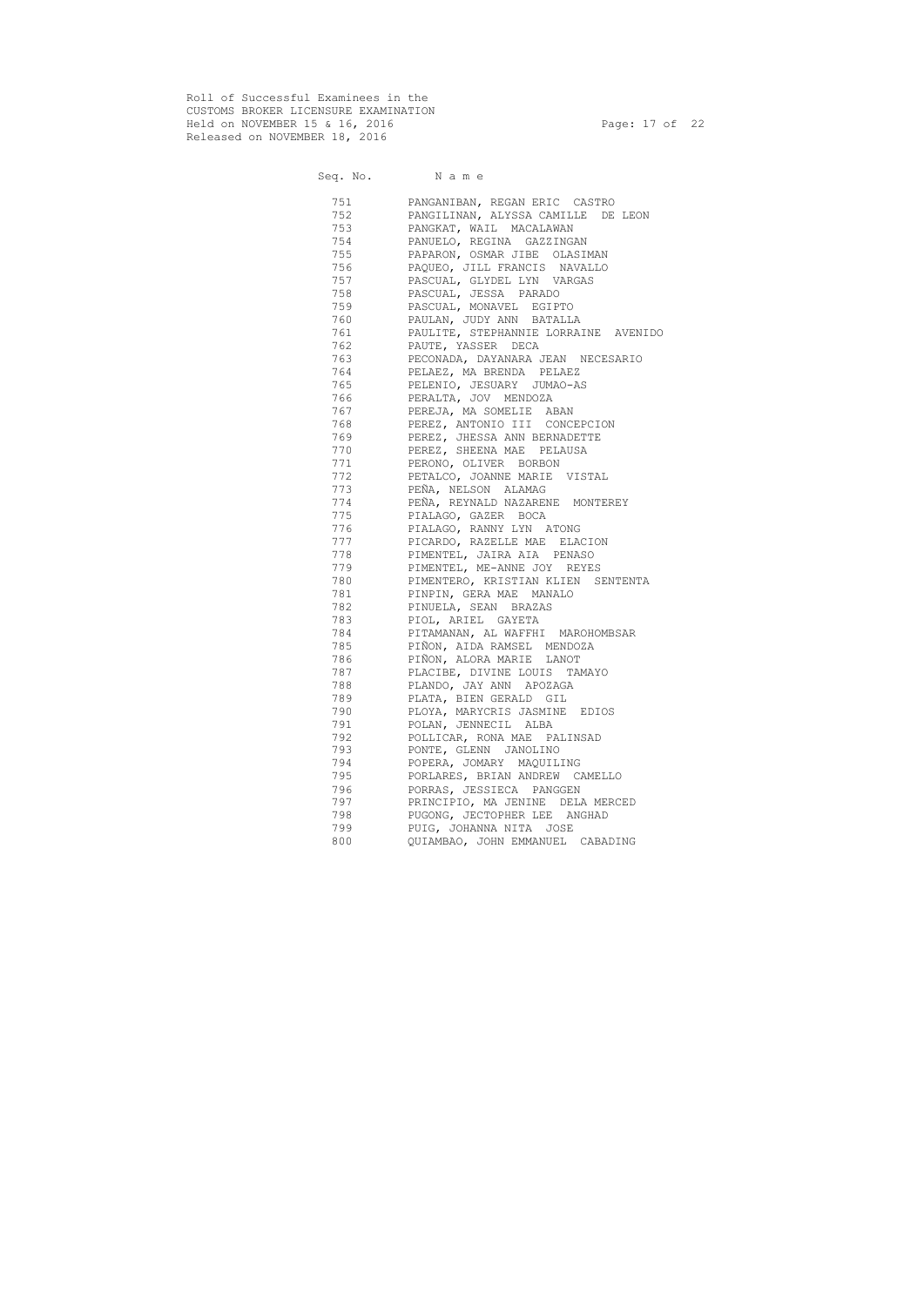Roll of Successful Examinees in the
CUSTOMS BROKER LICENSURE EXAMINATION
Held on NOVEMBER 15 & 16, 2016
Released on NOVEMBER 18, 2016

| Seq. No. | N a m e |
|---|---|
| 751 | PANGANIBAN, REGAN ERIC CASTRO |
| 752 | PANGILINAN, ALYSSA CAMILLE DE LEON |
| 753 | PANGKAT, WAIL MACALAWAN |
| 754 | PANUELO, REGINA GAZZINGAN |
| 755 | PAPARON, OSMAR JIBE OLASIMAN |
| 756 | PAQUEO, JILL FRANCIS NAVALLO |
| 757 | PASCUAL, GLYDEL LYN VARGAS |
| 758 | PASCUAL, JESSA PARADO |
| 759 | PASCUAL, MONAVEL EGIPTO |
| 760 | PAULAN, JUDY ANN BATALLA |
| 761 | PAULITE, STEPHANNIE LORRAINE AVENIDO |
| 762 | PAUTE, YASSER DECA |
| 763 | PECONADA, DAYANARA JEAN NECESARIO |
| 764 | PELAEZ, MA BRENDA PELAEZ |
| 765 | PELENIO, JESUARY JUMAO-AS |
| 766 | PERALTA, JOV MENDOZA |
| 767 | PEREJA, MA SOMELIE ABAN |
| 768 | PEREZ, ANTONIO III CONCEPCION |
| 769 | PEREZ, JHESSA ANN BERNADETTE |
| 770 | PEREZ, SHEENA MAE PELAUSA |
| 771 | PERONO, OLIVER BORBON |
| 772 | PETALCO, JOANNE MARIE VISTAL |
| 773 | PEÑA, NELSON ALAMAG |
| 774 | PEÑA, REYNALD NAZARENE MONTEREY |
| 775 | PIALAGO, GAZER BOCA |
| 776 | PIALAGO, RANNY LYN ATONG |
| 777 | PICARDO, RAZELLE MAE ELACION |
| 778 | PIMENTEL, JAIRA AIA PENASO |
| 779 | PIMENTEL, ME-ANNE JOY REYES |
| 780 | PIMENTERO, KRISTIAN KLIEN SENTENTA |
| 781 | PINPIN, GERA MAE MANALO |
| 782 | PINUELA, SEAN BRAZAS |
| 783 | PIOL, ARIEL GAYETA |
| 784 | PITAMANAN, AL WAFFHI MAROHOMBSAR |
| 785 | PIÑON, AIDA RAMSEL MENDOZA |
| 786 | PIÑON, ALORA MARIE LANOT |
| 787 | PLACIBE, DIVINE LOUIS TAMAYO |
| 788 | PLANDO, JAY ANN APOZAGA |
| 789 | PLATA, BIEN GERALD GIL |
| 790 | PLOYA, MARYCRIS JASMINE EDIOS |
| 791 | POLAN, JENNECIL ALBA |
| 792 | POLLICAR, RONA MAE PALINSAD |
| 793 | PONTE, GLENN JANOLINO |
| 794 | POPERA, JOMARY MAQUILING |
| 795 | PORLARES, BRIAN ANDREW CAMELLO |
| 796 | PORRAS, JESSIECA PANGGEN |
| 797 | PRINCIPIO, MA JENINE DELA MERCED |
| 798 | PUGONG, JECTOPHER LEE ANGHAD |
| 799 | PUIG, JOHANNA NITA JOSE |
| 800 | QUIAMBAO, JOHN EMMANUEL CABADING |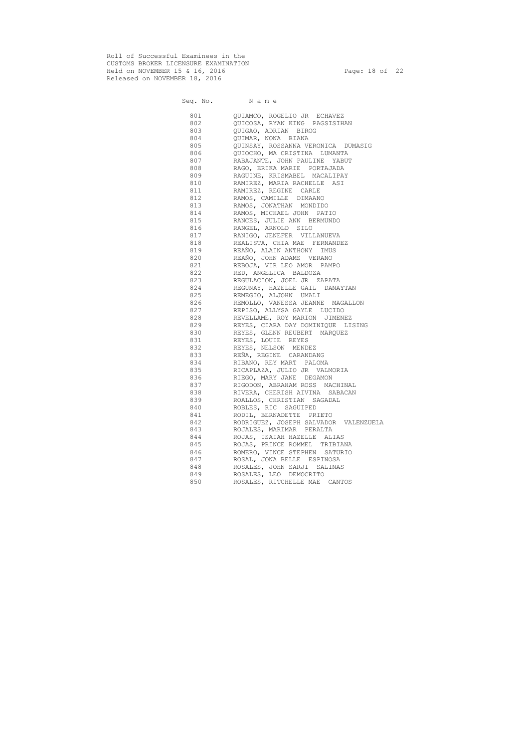Roll of Successful Examinees in the
CUSTOMS BROKER LICENSURE EXAMINATION
Held on NOVEMBER 15 & 16, 2016
Released on NOVEMBER 18, 2016

| Seq. No. | Name |
|---|---|
| 801 | QUIAMCO, ROGELIO JR ECHAVEZ |
| 802 | QUICOSA, RYAN KING PAGSISIHAN |
| 803 | QUIGAO, ADRIAN BIROG |
| 804 | QUIMAR, NONA BIANA |
| 805 | QUINSAY, ROSSANNA VERONICA DUMASIG |
| 806 | QUIOCHO, MA CRISTINA LUMANTA |
| 807 | RABAJANTE, JOHN PAULINE YABUT |
| 808 | RAGO, ERIKA MARIE PORTAJADA |
| 809 | RAGUINE, KRISMABEL MACALIPAY |
| 810 | RAMIREZ, MARIA RACHELLE ASI |
| 811 | RAMIREZ, REGINE CARLE |
| 812 | RAMOS, CAMILLE DIMAANO |
| 813 | RAMOS, JONATHAN MONDIDO |
| 814 | RAMOS, MICHAEL JOHN PATIO |
| 815 | RANCES, JULIE ANN BERMUNDO |
| 816 | RANGEL, ARNOLD SILO |
| 817 | RANIGO, JENEFER VILLANUEVA |
| 818 | REALISTA, CHIA MAE FERNANDEZ |
| 819 | REAÑO, ALAIN ANTHONY IMUS |
| 820 | REAÑO, JOHN ADAMS VERANO |
| 821 | REBOJA, VIR LEO AMOR PAMPO |
| 822 | RED, ANGELICA BALDOZA |
| 823 | REGULACION, JOEL JR ZAPATA |
| 824 | REGUNAY, HAZELLE GAIL DANAYTAN |
| 825 | REMEGIO, ALJOHN UMALI |
| 826 | REMOLLO, VANESSA JEANNE MAGALLON |
| 827 | REPISO, ALLYSA GAYLE LUCIDO |
| 828 | REVELLAME, ROY MARION JIMENEZ |
| 829 | REYES, CIARA DAY DOMINIQUE LISING |
| 830 | REYES, GLENN REUBERT MARQUEZ |
| 831 | REYES, LOUIE REYES |
| 832 | REYES, NELSON MENDEZ |
| 833 | REÑA, REGINE CARANDANG |
| 834 | RIBANO, REY MART PALOMA |
| 835 | RICAPLAZA, JULIO JR VALMORIA |
| 836 | RIEGO, MARY JANE DEGAMON |
| 837 | RIGODON, ABRAHAM ROSS MACHINAL |
| 838 | RIVERA, CHERISH AIVINA SABACAN |
| 839 | ROALLOS, CHRISTIAN SAGADAL |
| 840 | ROBLES, RIC SAGUIPED |
| 841 | RODIL, BERNADETTE PRIETO |
| 842 | RODRIGUEZ, JOSEPH SALVADOR VALENZUELA |
| 843 | ROJALES, MARIMAR PERALTA |
| 844 | ROJAS, ISAIAH HAZELLE ALIAS |
| 845 | ROJAS, PRINCE ROMMEL TRIBIANA |
| 846 | ROMERO, VINCE STEPHEN SATURIO |
| 847 | ROSAL, JONA BELLE ESPINOSA |
| 848 | ROSALES, JOHN SARJI SALINAS |
| 849 | ROSALES, LEO DEMOCRITO |
| 850 | ROSALES, RITCHELLE MAE CANTOS |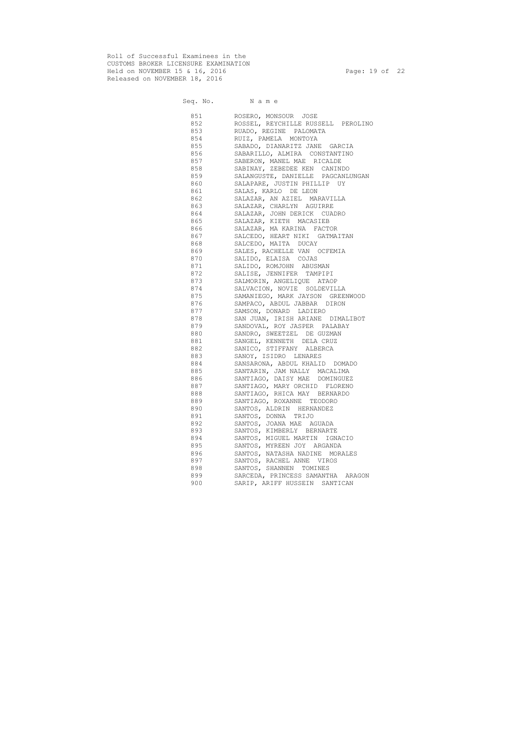Roll of Successful Examinees in the
CUSTOMS BROKER LICENSURE EXAMINATION
Held on NOVEMBER 15 & 16, 2016
Released on NOVEMBER 18, 2016

| Seq. No. | Name |
|---|---|
| 851 | ROSERO, MONSOUR JOSE |
| 852 | ROSSEL, REYCHILLE RUSSELL PEROLINO |
| 853 | RUADO, REGINE PALOMATA |
| 854 | RUIZ, PAMELA MONTOYA |
| 855 | SABADO, DIANARITZ JANE GARCIA |
| 856 | SABARILLO, ALMIRA CONSTANTINO |
| 857 | SABERON, MANEL MAE RICALDE |
| 858 | SABINAY, ZEBEDEE KEN CANINDO |
| 859 | SALANGUSTE, DANIELLE PAGCANLUNGAN |
| 860 | SALAPARE, JUSTIN PHILLIP UY |
| 861 | SALAS, KARLO DE LEON |
| 862 | SALAZAR, AN AZIEL MARAVILLA |
| 863 | SALAZAR, CHARLYN AGUIRRE |
| 864 | SALAZAR, JOHN DERICK CUADRO |
| 865 | SALAZAR, KIETH MACASIEB |
| 866 | SALAZAR, MA KARINA FACTOR |
| 867 | SALCEDO, HEART NIKI GATMAITAN |
| 868 | SALCEDO, MAITA DUCAY |
| 869 | SALES, RACHELLE VAN OCFEMIA |
| 870 | SALIDO, ELAISA COJAS |
| 871 | SALIDO, ROMJOHN ABUSMAN |
| 872 | SALISE, JENNIFER TAMPIPI |
| 873 | SALMORIN, ANGELIQUE ATAOP |
| 874 | SALVACION, NOVIE SOLDEVILLA |
| 875 | SAMANIEGO, MARK JAYSON GREENWOOD |
| 876 | SAMPACO, ABDUL JABBAR DIRON |
| 877 | SAMSON, DONARD LADIERO |
| 878 | SAN JUAN, IRISH ARIANE DIMALIBOT |
| 879 | SANDOVAL, ROY JASPER PALABAY |
| 880 | SANDRO, SWEETZEL DE GUZMAN |
| 881 | SANGEL, KENNETH DELA CRUZ |
| 882 | SANICO, STIFFANY ALBERCA |
| 883 | SANOY, ISIDRO LENARES |
| 884 | SANSARONA, ABDUL KHALID DOMADO |
| 885 | SANTARIN, JAM NALLY MACALIMA |
| 886 | SANTIAGO, DAISY MAE DOMINGUEZ |
| 887 | SANTIAGO, MARY ORCHID FLORENO |
| 888 | SANTIAGO, RHICA MAY BERNARDO |
| 889 | SANTIAGO, ROXANNE TEODORO |
| 890 | SANTOS, ALDRIN HERNANDEZ |
| 891 | SANTOS, DONNA TRIJO |
| 892 | SANTOS, JOANA MAE AGUADA |
| 893 | SANTOS, KIMBERLY BERNARTE |
| 894 | SANTOS, MIGUEL MARTIN IGNACIO |
| 895 | SANTOS, MYREEN JOY ARGANDA |
| 896 | SANTOS, NATASHA NADINE MORALES |
| 897 | SANTOS, RACHEL ANNE VIROS |
| 898 | SANTOS, SHANNEN TOMINES |
| 899 | SARCEDA, PRINCESS SAMANTHA ARAGON |
| 900 | SARIP, ARIFF HUSSEIN SANTICAN |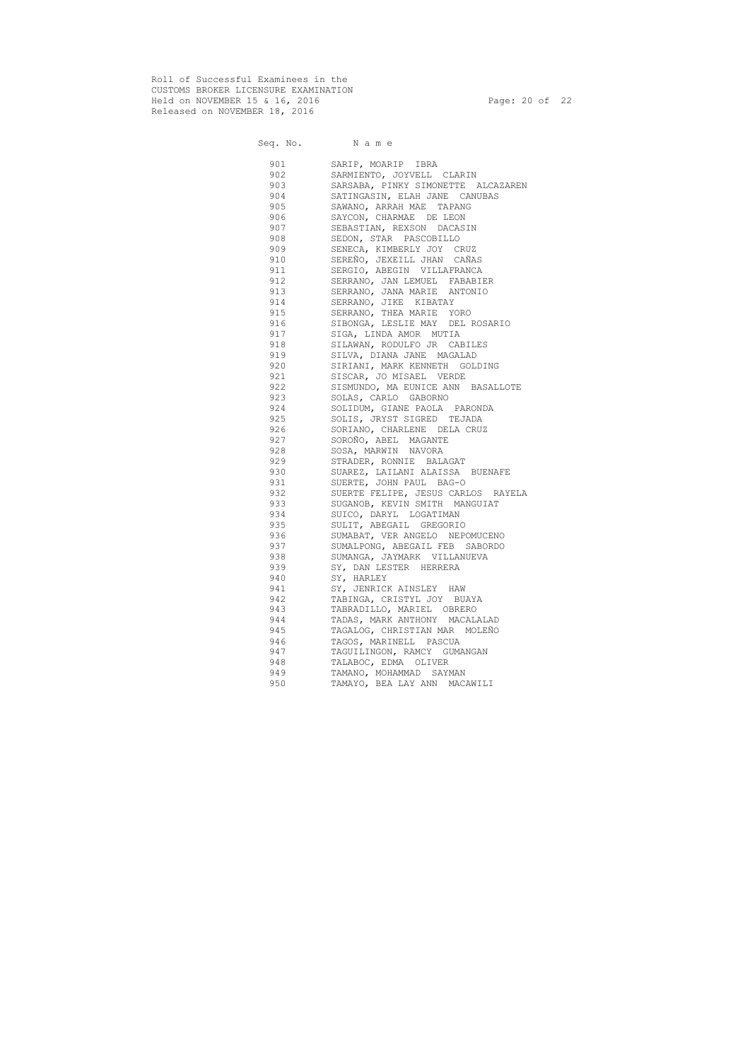Roll of Successful Examinees in the
CUSTOMS BROKER LICENSURE EXAMINATION
Held on NOVEMBER 15 & 16, 2016
Released on NOVEMBER 18, 2016

| Seq. No. | N a m e |
|---|---|
| 901 | SARIP, MOARIP IBRA |
| 902 | SARMIENTO, JOYVELL CLARIN |
| 903 | SARSABA, PINKY SIMONETTE ALCAZAREN |
| 904 | SATINGASIN, ELAH JANE CANUBAS |
| 905 | SAWANO, ARRAH MAE TAPANG |
| 906 | SAYCON, CHARMAE DE LEON |
| 907 | SEBASTIAN, REXSON DACASIN |
| 908 | SEDON, STAR PASCOBILLO |
| 909 | SENECA, KIMBERLY JOY CRUZ |
| 910 | SEREÑO, JEXEILL JHAN CAÑAS |
| 911 | SERGIO, ABEGIN VILLAFRANCA |
| 912 | SERRANO, JAN LEMUEL FABABIER |
| 913 | SERRANO, JANA MARIE ANTONIO |
| 914 | SERRANO, JIKE KIBATAY |
| 915 | SERRANO, THEA MARIE YORO |
| 916 | SIBONGA, LESLIE MAY DEL ROSARIO |
| 917 | SIGA, LINDA AMOR MUTIA |
| 918 | SILAWAN, RODULFO JR CABILES |
| 919 | SILVA, DIANA JANE MAGALAD |
| 920 | SIRIANI, MARK KENNETH GOLDING |
| 921 | SISCAR, JO MISAEL VERDE |
| 922 | SISMUNDO, MA EUNICE ANN BASALLOTE |
| 923 | SOLAS, CARLO GABORNO |
| 924 | SOLIDUM, GIANE PAOLA PARONDA |
| 925 | SOLIS, JRYST SIGRED TEJADA |
| 926 | SORIANO, CHARLENE DELA CRUZ |
| 927 | SOROÑO, ABEL MAGANTE |
| 928 | SOSA, MARWIN NAVORA |
| 929 | STRADER, RONNIE BALAGAT |
| 930 | SUAREZ, LAILANI ALAISSA BUENAFE |
| 931 | SUERTE, JOHN PAUL BAG-O |
| 932 | SUERTE FELIPE, JESUS CARLOS RAYELA |
| 933 | SUGANOB, KEVIN SMITH MANGUIAT |
| 934 | SUICO, DARYL LOGATIMAN |
| 935 | SULIT, ABEGAIL GREGORIO |
| 936 | SUMABAT, VER ANGELO NEPOMUCENO |
| 937 | SUMALPONG, ABEGAIL FEB SABORDO |
| 938 | SUMANGA, JAYMARK VILLANUEVA |
| 939 | SY, DAN LESTER HERRERA |
| 940 | SY, HARLEY |
| 941 | SY, JENRICK AINSLEY HAW |
| 942 | TABINGA, CRISTYL JOY BUAYA |
| 943 | TABRADILLO, MARIEL OBRERO |
| 944 | TADAS, MARK ANTHONY MACALALAD |
| 945 | TAGALOG, CHRISTIAN MAR MOLEÑO |
| 946 | TAGOS, MARINELL PASCUA |
| 947 | TAGUILINGON, RAMCY GUMANGAN |
| 948 | TALABOC, EDMA OLIVER |
| 949 | TAMANO, MOHAMMAD SAYMAN |
| 950 | TAMAYO, BEA LAY ANN MACAWILI |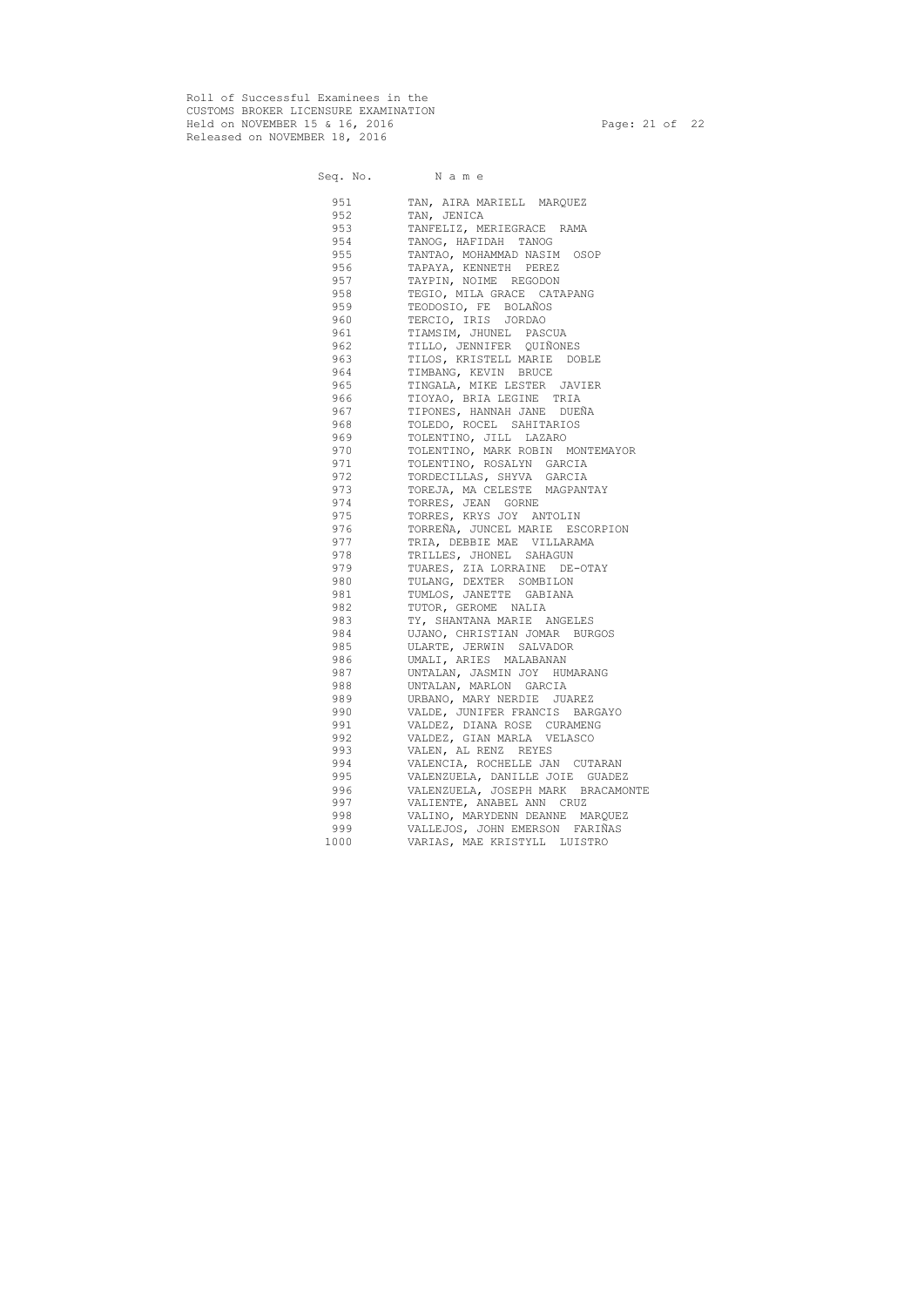Roll of Successful Examinees in the
CUSTOMS BROKER LICENSURE EXAMINATION
Held on NOVEMBER 15 & 16, 2016
Released on NOVEMBER 18, 2016

| Seq. No. | N a m e |
|---|---|
| 951 | TAN, AIRA MARIELL MARQUEZ |
| 952 | TAN, JENICA |
| 953 | TANFELIZ, MERIEGRACE RAMA |
| 954 | TANOG, HAFIDAH TANOG |
| 955 | TANTAO, MOHAMMAD NASIM OSOP |
| 956 | TAPAYA, KENNETH PEREZ |
| 957 | TAYPIN, NOIME REGODON |
| 958 | TEGIO, MILA GRACE CATAPANG |
| 959 | TEODOSIO, FE BOLAÑOS |
| 960 | TERCIO, IRIS JORDAO |
| 961 | TIAMSIM, JHUNEL PASCUA |
| 962 | TILLO, JENNIFER QUIÑONES |
| 963 | TILOS, KRISTELL MARIE DOBLE |
| 964 | TIMBANG, KEVIN BRUCE |
| 965 | TINGALA, MIKE LESTER JAVIER |
| 966 | TIOYAO, BRIA LEGINE TRIA |
| 967 | TIPONES, HANNAH JANE DUEÑA |
| 968 | TOLEDO, ROCEL SAHITARIOS |
| 969 | TOLENTINO, JILL LAZARO |
| 970 | TOLENTINO, MARK ROBIN MONTEMAYOR |
| 971 | TOLENTINO, ROSALYN GARCIA |
| 972 | TORDECILLAS, SHYVA GARCIA |
| 973 | TOREJA, MA CELESTE MAGPANTAY |
| 974 | TORRES, JEAN GORNE |
| 975 | TORRES, KRYS JOY ANTOLIN |
| 976 | TORREÑA, JUNCEL MARIE ESCORPION |
| 977 | TRIA, DEBBIE MAE VILLARAMA |
| 978 | TRILLES, JHONEL SAHAGUN |
| 979 | TUARES, ZIA LORRAINE DE-OTAY |
| 980 | TULANG, DEXTER SOMBILON |
| 981 | TUMLOS, JANETTE GABIANA |
| 982 | TUTOR, GEROME NALIA |
| 983 | TY, SHANTANA MARIE ANGELES |
| 984 | UJANO, CHRISTIAN JOMAR BURGOS |
| 985 | ULARTE, JERWIN SALVADOR |
| 986 | UMALI, ARIES MALABANAN |
| 987 | UNTALAN, JASMIN JOY HUMARANG |
| 988 | UNTALAN, MARLON GARCIA |
| 989 | URBANO, MARY NERDIE JUAREZ |
| 990 | VALDE, JUNIFER FRANCIS BARGAYO |
| 991 | VALDEZ, DIANA ROSE CURAMENG |
| 992 | VALDEZ, GIAN MARLA VELASCO |
| 993 | VALEN, AL RENZ REYES |
| 994 | VALENCIA, ROCHELLE JAN CUTARAN |
| 995 | VALENZUELA, DANILLE JOIE GUADEZ |
| 996 | VALENZUELA, JOSEPH MARK BRACAMONTE |
| 997 | VALIENTE, ANABEL ANN CRUZ |
| 998 | VALINO, MARYDENN DEANNE MARQUEZ |
| 999 | VALLEJOS, JOHN EMERSON FARIÑAS |
| 1000 | VARIAS, MAE KRISTYLL LUISTRO |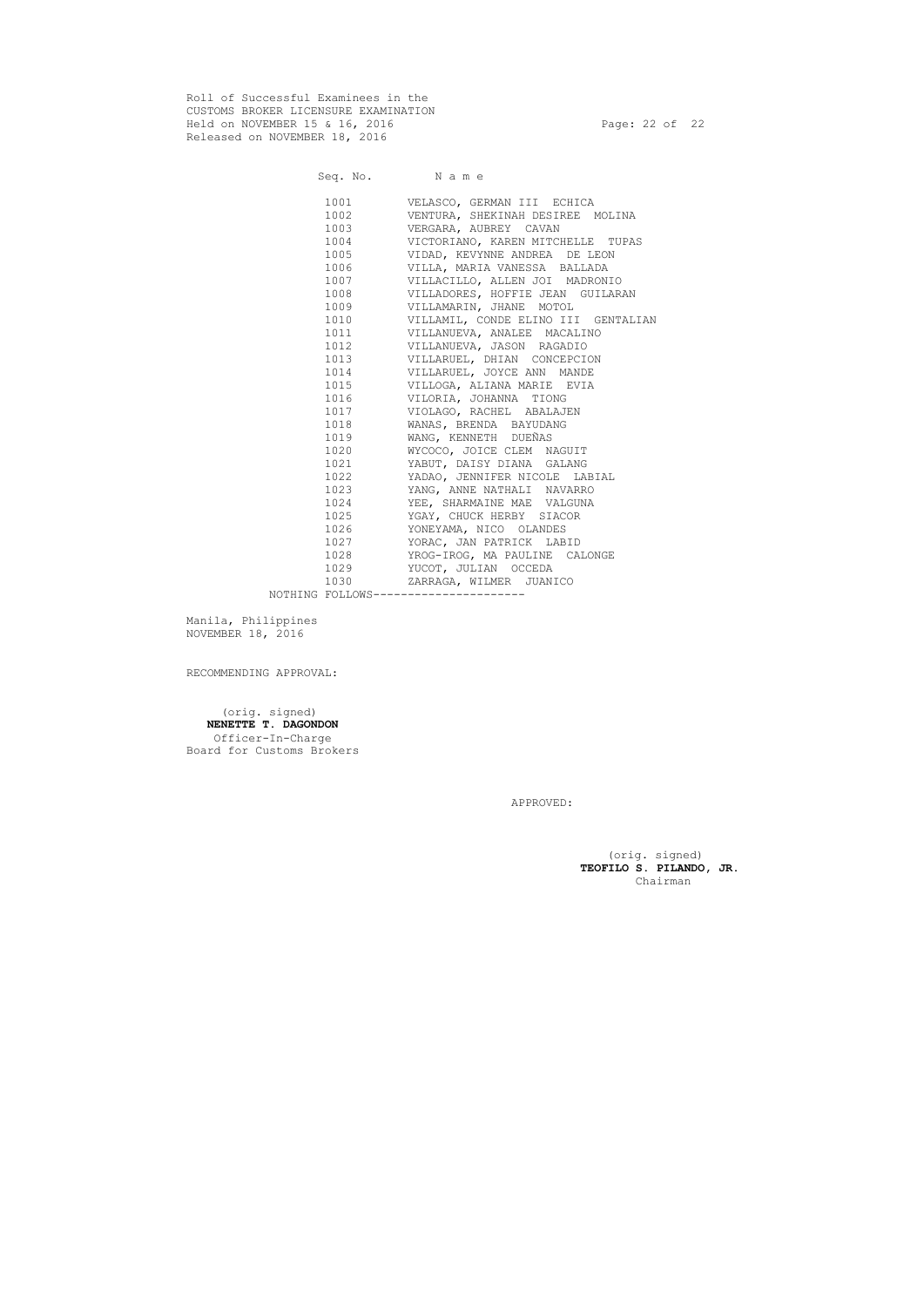Roll of Successful Examinees in the
CUSTOMS BROKER LICENSURE EXAMINATION
Held on NOVEMBER 15 & 16, 2016
Released on NOVEMBER 18, 2016

| Seq. No. | N a m e |
|---|---|
| 1001 | VELASCO, GERMAN III ECHICA |
| 1002 | VENTURA, SHEKINAH DESIREE MOLINA |
| 1003 | VERGARA, AUBREY CAVAN |
| 1004 | VICTORIANO, KAREN MITCHELLE TUPAS |
| 1005 | VIDAD, KEVYNNE ANDREA DE LEON |
| 1006 | VILLA, MARIA VANESSA BALLADA |
| 1007 | VILLACILLO, ALLEN JOI MADRONIO |
| 1008 | VILLADORES, HOFFIE JEAN GUILARAN |
| 1009 | VILLAMARIN, JHANE MOTOL |
| 1010 | VILLAMIL, CONDE ELINO III GENTALIAN |
| 1011 | VILLANUEVA, ANALEE MACALINO |
| 1012 | VILLANUEVA, JASON RAGADIO |
| 1013 | VILLARUEL, DHIAN CONCEPCION |
| 1014 | VILLARUEL, JOYCE ANN MANDE |
| 1015 | VILLOGA, ALIANA MARIE EVIA |
| 1016 | VILORIA, JOHANNA TIONG |
| 1017 | VIOLAGO, RACHEL ABALAJEN |
| 1018 | WANAS, BRENDA BAYUDANG |
| 1019 | WANG, KENNETH DUEÑAS |
| 1020 | WYCOCO, JOICE CLEM NAGUIT |
| 1021 | YABUT, DAISY DIANA GALANG |
| 1022 | YADAO, JENNIFER NICOLE LABIAL |
| 1023 | YANG, ANNE NATHALI NAVARRO |
| 1024 | YEE, SHARMAINE MAE VALGUNA |
| 1025 | YGAY, CHUCK HERBY SIACOR |
| 1026 | YONEYAMA, NICO OLANDES |
| 1027 | YORAC, JAN PATRICK LABID |
| 1028 | YROG-IROG, MA PAULINE CALONGE |
| 1029 | YUCOT, JULIAN OCCEDA |
| 1030 | ZARRAGA, WILMER JUANICO |

NOTHING FOLLOWS----------------------

Manila, Philippines
NOVEMBER 18, 2016

RECOMMENDING APPROVAL:

(orig. signed)
**NENETTE T. DAGONDON**
Officer-In-Charge
Board for Customs Brokers

APPROVED:

(orig. signed)
**TEOFILO S. PILANDO, JR.**
Chairman